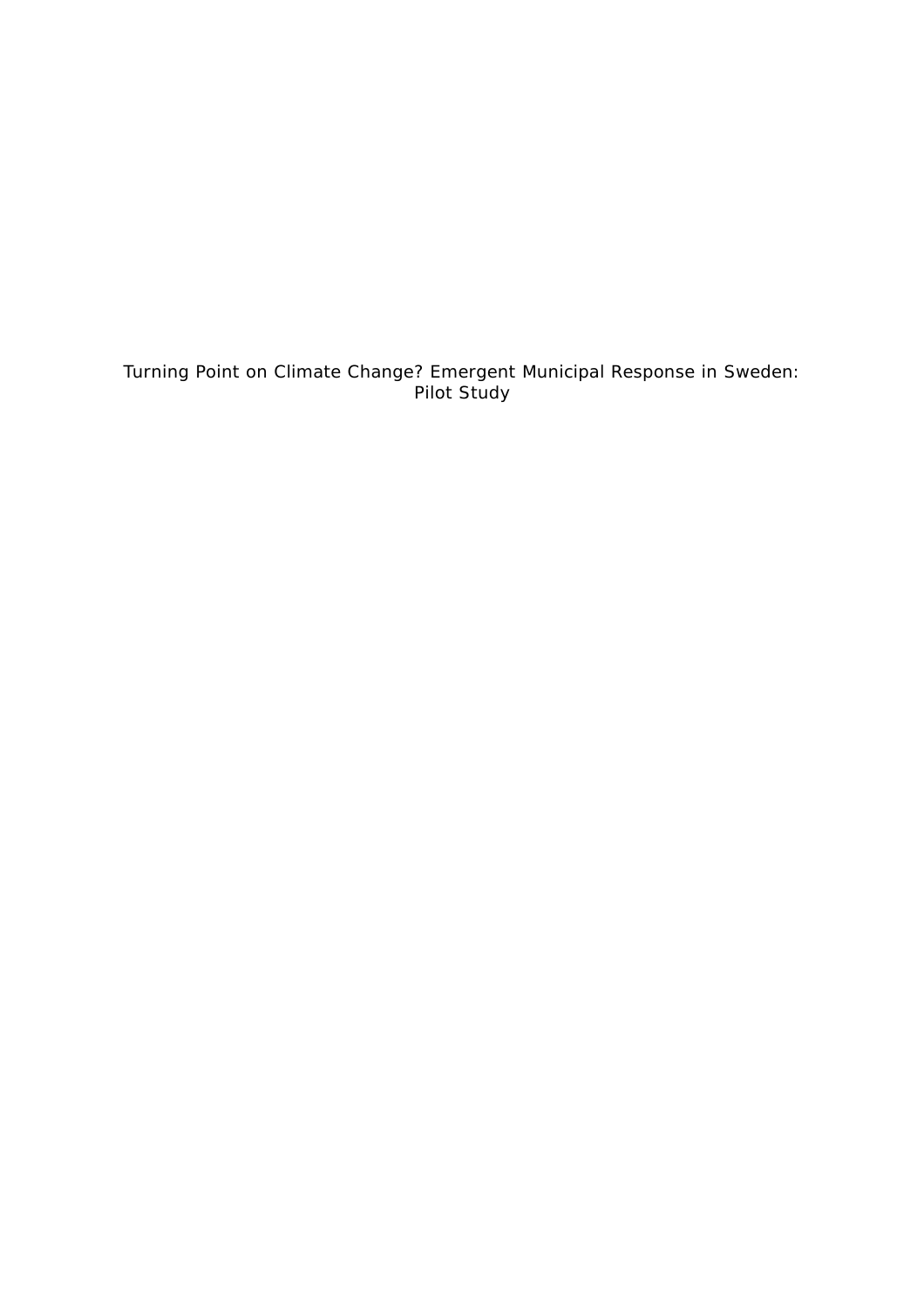# Turning Point on Climate Change? Emergent Municipal Response in Sweden: Pilot Study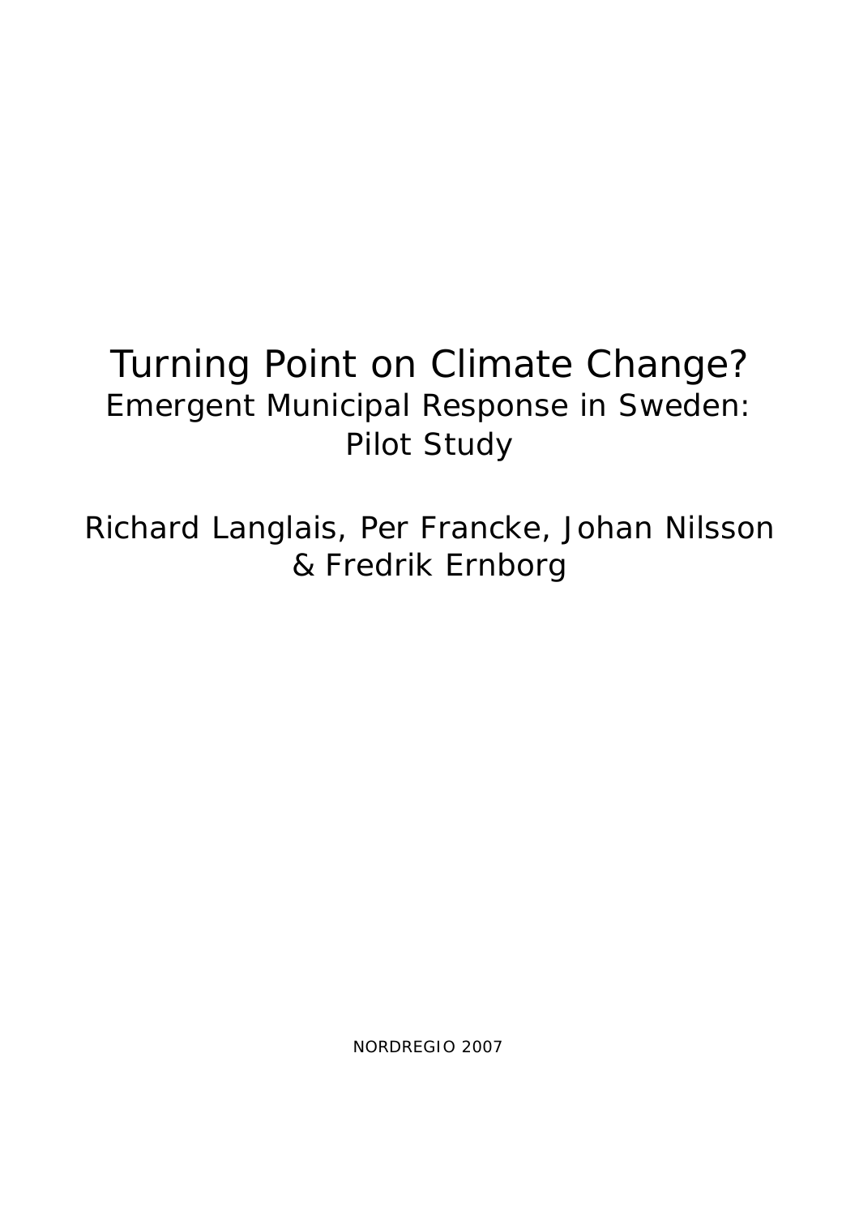# Turning Point on Climate Change?

## Emergent Municipal Response in Sweden: Pilot Study

Richard Langlais, Per Francke, Johan Nilsson & Fredrik Ernborg

NORDREGIO 2007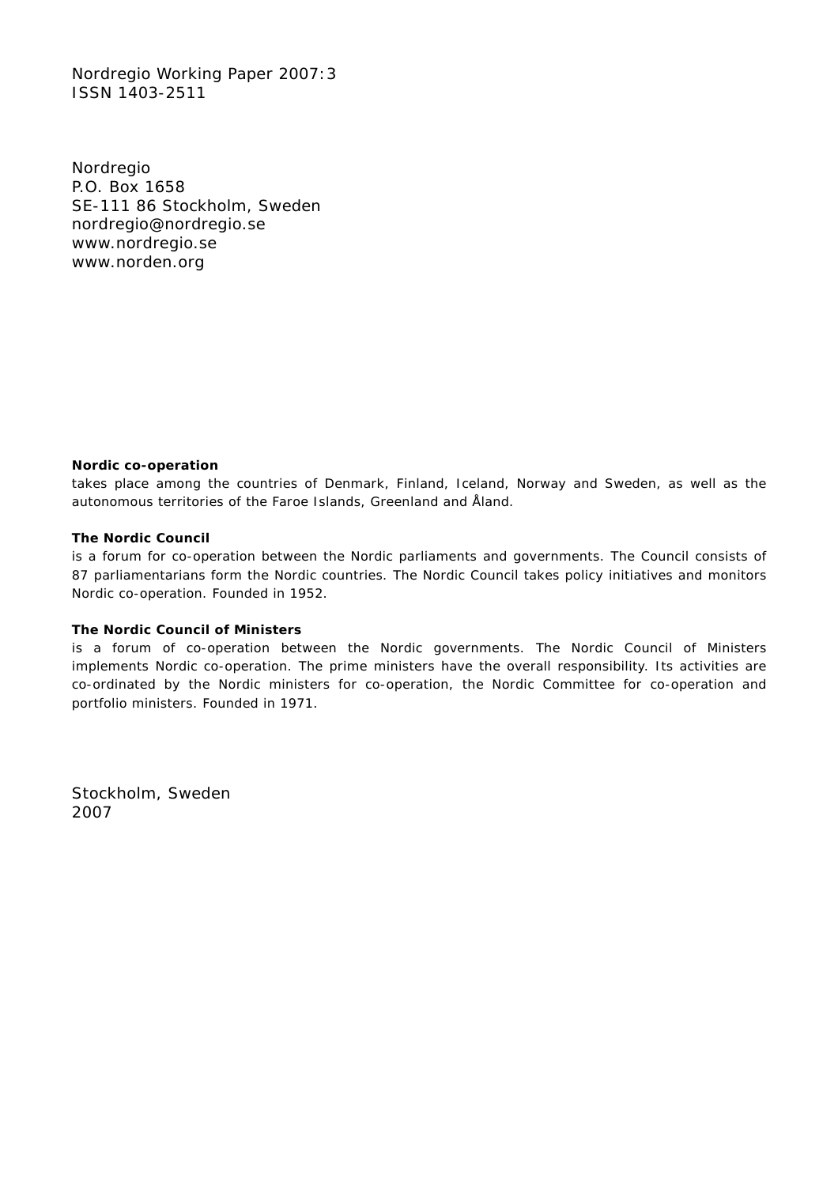Nordregio Working Paper 2007:3
ISSN 1403-2511

Nordregio
P.O. Box 1658
SE-111 86 Stockholm, Sweden
nordregio@nordregio.se
www.nordregio.se
www.norden.org

**Nordic co-operation**
takes place among the countries of Denmark, Finland, Iceland, Norway and Sweden, as well as the autonomous territories of the Faroe Islands, Greenland and Åland.

**The Nordic Council**
is a forum for co-operation between the Nordic parliaments and governments. The Council consists of 87 parliamentarians form the Nordic countries. The Nordic Council takes policy initiatives and monitors Nordic co-operation. Founded in 1952.

**The Nordic Council of Ministers**
is a forum of co-operation between the Nordic governments. The Nordic Council of Ministers implements Nordic co-operation. The prime ministers have the overall responsibility. Its activities are co-ordinated by the Nordic ministers for co-operation, the Nordic Committee for co-operation and portfolio ministers. Founded in 1971.

Stockholm, Sweden
2007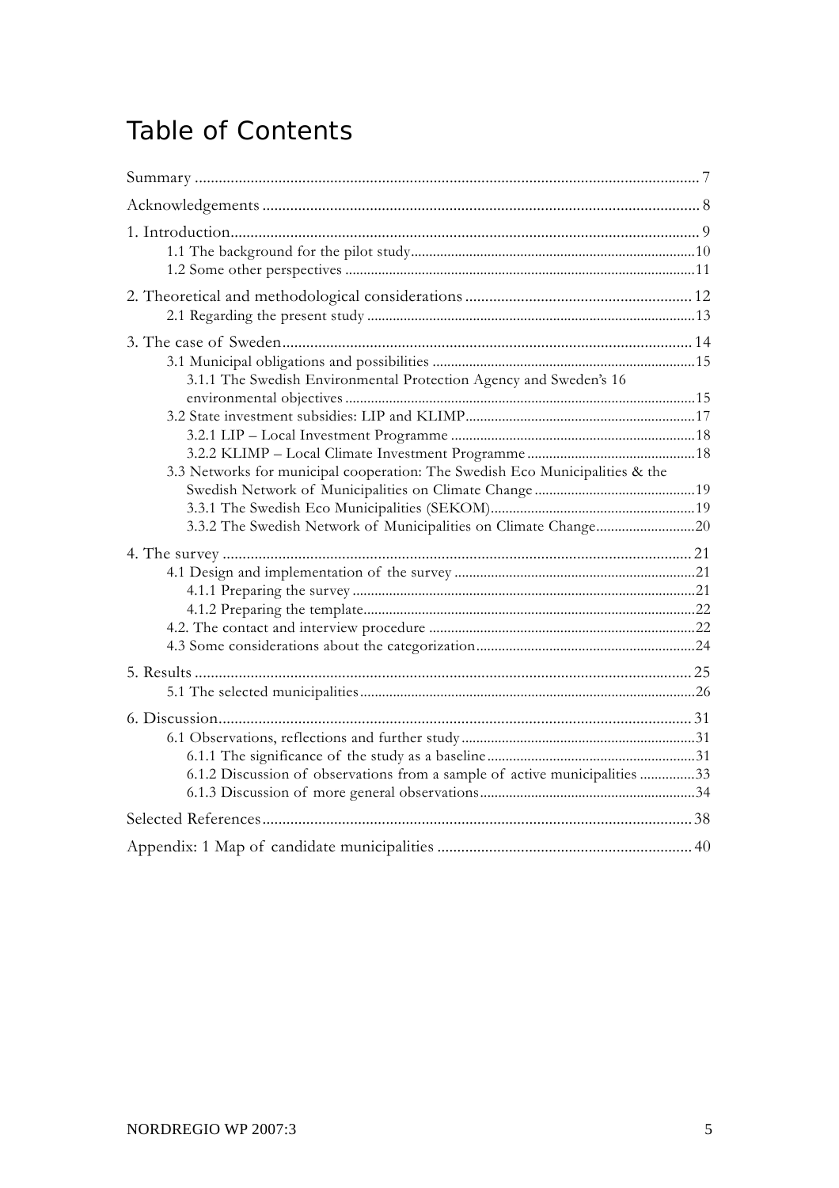# Table of Contents

Summary .......... 7

Acknowledgements .......... 8

1. Introduction .......... 9
    - 1.1 The background for the pilot study .......... 10
    - 1.2 Some other perspectives .......... 11

2. Theoretical and methodological considerations .......... 12
    - 2.1 Regarding the present study .......... 13

3. The case of Sweden .......... 14
    - 3.1 Municipal obligations and possibilities .......... 15
        - 3.1.1 The Swedish Environmental Protection Agency and Sweden's 16 environmental objectives .......... 15
    - 3.2 State investment subsidies: LIP and KLIMP .......... 17
        - 3.2.1 LIP – Local Investment Programme .......... 18
        - 3.2.2 KLIMP – Local Climate Investment Programme .......... 18
    - 3.3 Networks for municipal cooperation: The Swedish Eco Municipalities & the Swedish Network of Municipalities on Climate Change .......... 19
        - 3.3.1 The Swedish Eco Municipalities (SEKOM) .......... 19
        - 3.3.2 The Swedish Network of Municipalities on Climate Change .......... 20

4. The survey .......... 21
    - 4.1 Design and implementation of the survey .......... 21
        - 4.1.1 Preparing the survey .......... 21
        - 4.1.2 Preparing the template .......... 22
    - 4.2. The contact and interview procedure .......... 22
    - 4.3 Some considerations about the categorization .......... 24

5. Results .......... 25
    - 5.1 The selected municipalities .......... 26

6. Discussion .......... 31
    - 6.1 Observations, reflections and further study .......... 31
        - 6.1.1 The significance of the study as a baseline .......... 31
        - 6.1.2 Discussion of observations from a sample of active municipalities .......... 33
        - 6.1.3 Discussion of more general observations .......... 34

Selected References .......... 38

Appendix: 1 Map of candidate municipalities .......... 40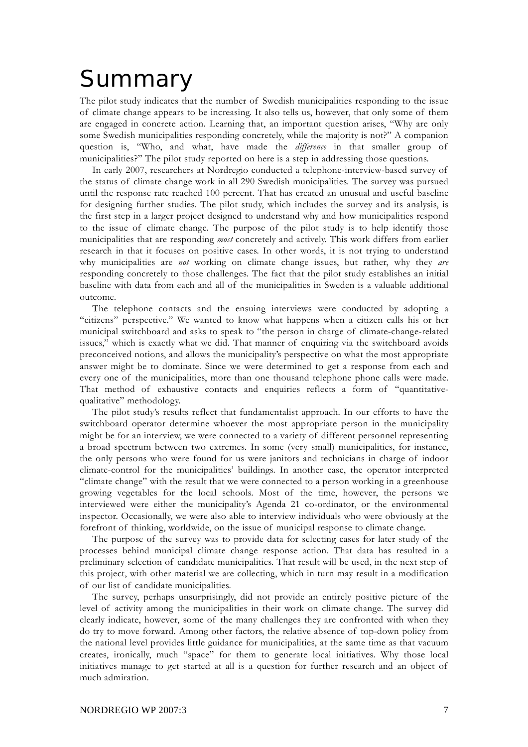# Summary

The pilot study indicates that the number of Swedish municipalities responding to the issue of climate change appears to be increasing. It also tells us, however, that only some of them are engaged in concrete action. Learning that, an important question arises, "Why are only some Swedish municipalities responding concretely, while the majority is not?" A companion question is, "Who, and what, have made the *difference* in that smaller group of municipalities?" The pilot study reported on here is a step in addressing those questions.

In early 2007, researchers at Nordregio conducted a telephone-interview-based survey of the status of climate change work in all 290 Swedish municipalities. The survey was pursued until the response rate reached 100 percent. That has created an unusual and useful baseline for designing further studies. The pilot study, which includes the survey and its analysis, is the first step in a larger project designed to understand why and how municipalities respond to the issue of climate change. The purpose of the pilot study is to help identify those municipalities that are responding *most* concretely and actively. This work differs from earlier research in that it focuses on positive cases. In other words, it is not trying to understand why municipalities are *not* working on climate change issues, but rather, why they *are* responding concretely to those challenges. The fact that the pilot study establishes an initial baseline with data from each and all of the municipalities in Sweden is a valuable additional outcome.

The telephone contacts and the ensuing interviews were conducted by adopting a "citizens" perspective." We wanted to know what happens when a citizen calls his or her municipal switchboard and asks to speak to "the person in charge of climate-change-related issues," which is exactly what we did. That manner of enquiring via the switchboard avoids preconceived notions, and allows the municipality's perspective on what the most appropriate answer might be to dominate. Since we were determined to get a response from each and every one of the municipalities, more than one thousand telephone phone calls were made. That method of exhaustive contacts and enquiries reflects a form of "quantitative-qualitative" methodology.

The pilot study's results reflect that fundamentalist approach. In our efforts to have the switchboard operator determine whoever the most appropriate person in the municipality might be for an interview, we were connected to a variety of different personnel representing a broad spectrum between two extremes. In some (very small) municipalities, for instance, the only persons who were found for us were janitors and technicians in charge of indoor climate-control for the municipalities' buildings. In another case, the operator interpreted "climate change" with the result that we were connected to a person working in a greenhouse growing vegetables for the local schools. Most of the time, however, the persons we interviewed were either the municipality's Agenda 21 co-ordinator, or the environmental inspector. Occasionally, we were also able to interview individuals who were obviously at the forefront of thinking, worldwide, on the issue of municipal response to climate change.

The purpose of the survey was to provide data for selecting cases for later study of the processes behind municipal climate change response action. That data has resulted in a preliminary selection of candidate municipalities. That result will be used, in the next step of this project, with other material we are collecting, which in turn may result in a modification of our list of candidate municipalities.

The survey, perhaps unsurprisingly, did not provide an entirely positive picture of the level of activity among the municipalities in their work on climate change. The survey did clearly indicate, however, some of the many challenges they are confronted with when they do try to move forward. Among other factors, the relative absence of top-down policy from the national level provides little guidance for municipalities, at the same time as that vacuum creates, ironically, much "space" for them to generate local initiatives. Why those local initiatives manage to get started at all is a question for further research and an object of much admiration.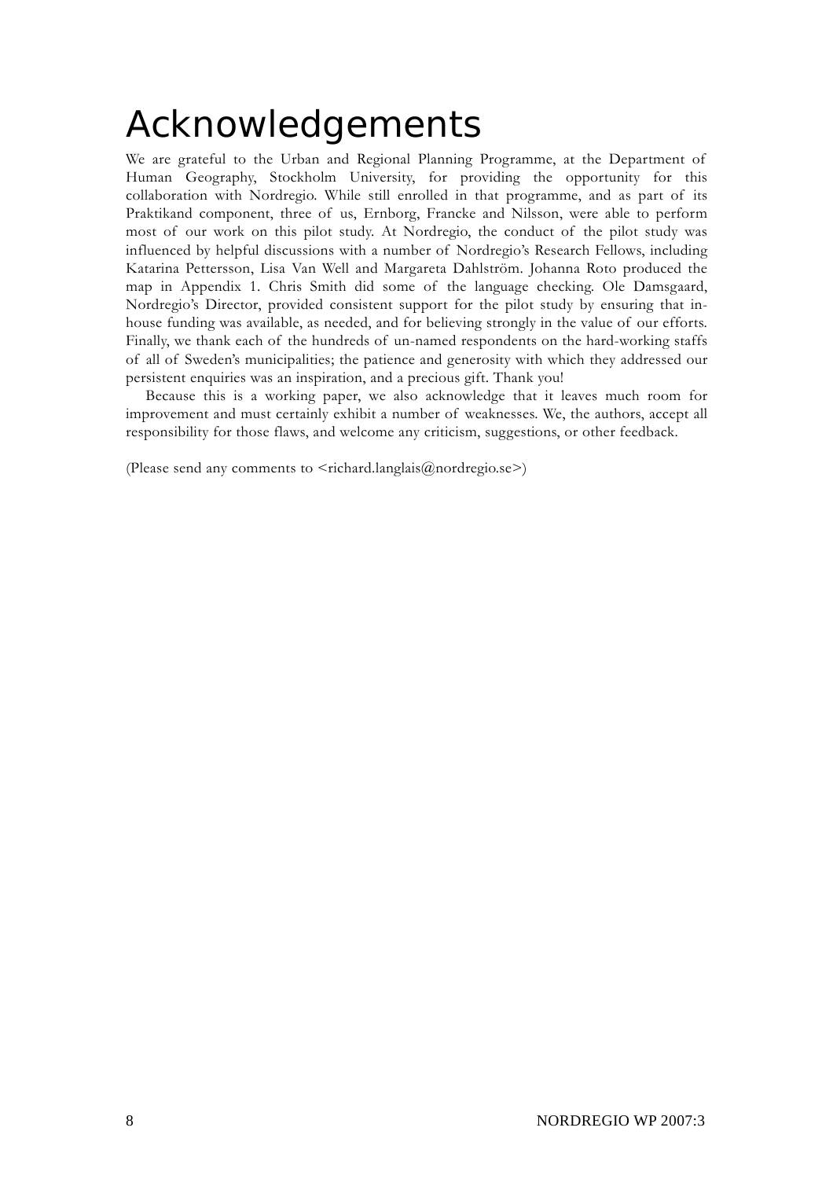# Acknowledgements

We are grateful to the Urban and Regional Planning Programme, at the Department of Human Geography, Stockholm University, for providing the opportunity for this collaboration with Nordregio. While still enrolled in that programme, and as part of its Praktikand component, three of us, Ernborg, Francke and Nilsson, were able to perform most of our work on this pilot study. At Nordregio, the conduct of the pilot study was influenced by helpful discussions with a number of Nordregio's Research Fellows, including Katarina Pettersson, Lisa Van Well and Margareta Dahlström. Johanna Roto produced the map in Appendix 1. Chris Smith did some of the language checking. Ole Damsgaard, Nordregio's Director, provided consistent support for the pilot study by ensuring that in-house funding was available, as needed, and for believing strongly in the value of our efforts. Finally, we thank each of the hundreds of un-named respondents on the hard-working staffs of all of Sweden's municipalities; the patience and generosity with which they addressed our persistent enquiries was an inspiration, and a precious gift. Thank you!

Because this is a working paper, we also acknowledge that it leaves much room for improvement and must certainly exhibit a number of weaknesses. We, the authors, accept all responsibility for those flaws, and welcome any criticism, suggestions, or other feedback.

(Please send any comments to <richard.langlais@nordregio.se>)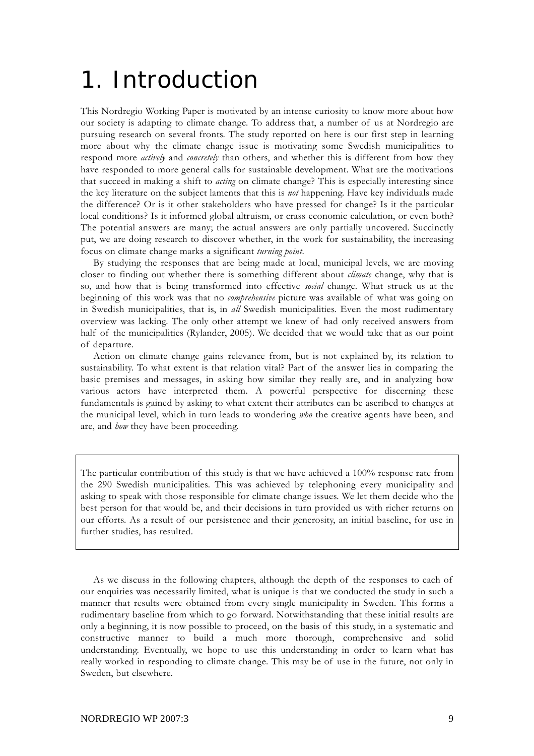# 1. Introduction

This Nordregio Working Paper is motivated by an intense curiosity to know more about how our society is adapting to climate change. To address that, a number of us at Nordregio are pursuing research on several fronts. The study reported on here is our first step in learning more about why the climate change issue is motivating some Swedish municipalities to respond more *actively* and *concretely* than others, and whether this is different from how they have responded to more general calls for sustainable development. What are the motivations that succeed in making a shift to *acting* on climate change? This is especially interesting since the key literature on the subject laments that this is *not* happening. Have key individuals made the difference? Or is it other stakeholders who have pressed for change? Is it the particular local conditions? Is it informed global altruism, or crass economic calculation, or even both? The potential answers are many; the actual answers are only partially uncovered. Succinctly put, we are doing research to discover whether, in the work for sustainability, the increasing focus on climate change marks a significant *turning point*.

By studying the responses that are being made at local, municipal levels, we are moving closer to finding out whether there is something different about *climate* change, why that is so, and how that is being transformed into effective *social* change. What struck us at the beginning of this work was that no *comprehensive* picture was available of what was going on in Swedish municipalities, that is, in *all* Swedish municipalities. Even the most rudimentary overview was lacking. The only other attempt we knew of had only received answers from half of the municipalities (Rylander, 2005). We decided that we would take that as our point of departure.

Action on climate change gains relevance from, but is not explained by, its relation to sustainability. To what extent is that relation vital? Part of the answer lies in comparing the basic premises and messages, in asking how similar they really are, and in analyzing how various actors have interpreted them. A powerful perspective for discerning these fundamentals is gained by asking to what extent their attributes can be ascribed to changes at the municipal level, which in turn leads to wondering *who* the creative agents have been, and are, and *how* they have been proceeding.

> The particular contribution of this study is that we have achieved a 100% response rate from the 290 Swedish municipalities. This was achieved by telephoning every municipality and asking to speak with those responsible for climate change issues. We let them decide who the best person for that would be, and their decisions in turn provided us with richer returns on our efforts. As a result of our persistence and their generosity, an initial baseline, for use in further studies, has resulted.

As we discuss in the following chapters, although the depth of the responses to each of our enquiries was necessarily limited, what is unique is that we conducted the study in such a manner that results were obtained from every single municipality in Sweden. This forms a rudimentary baseline from which to go forward. Notwithstanding that these initial results are only a beginning, it is now possible to proceed, on the basis of this study, in a systematic and constructive manner to build a much more thorough, comprehensive and solid understanding. Eventually, we hope to use this understanding in order to learn what has really worked in responding to climate change. This may be of use in the future, not only in Sweden, but elsewhere.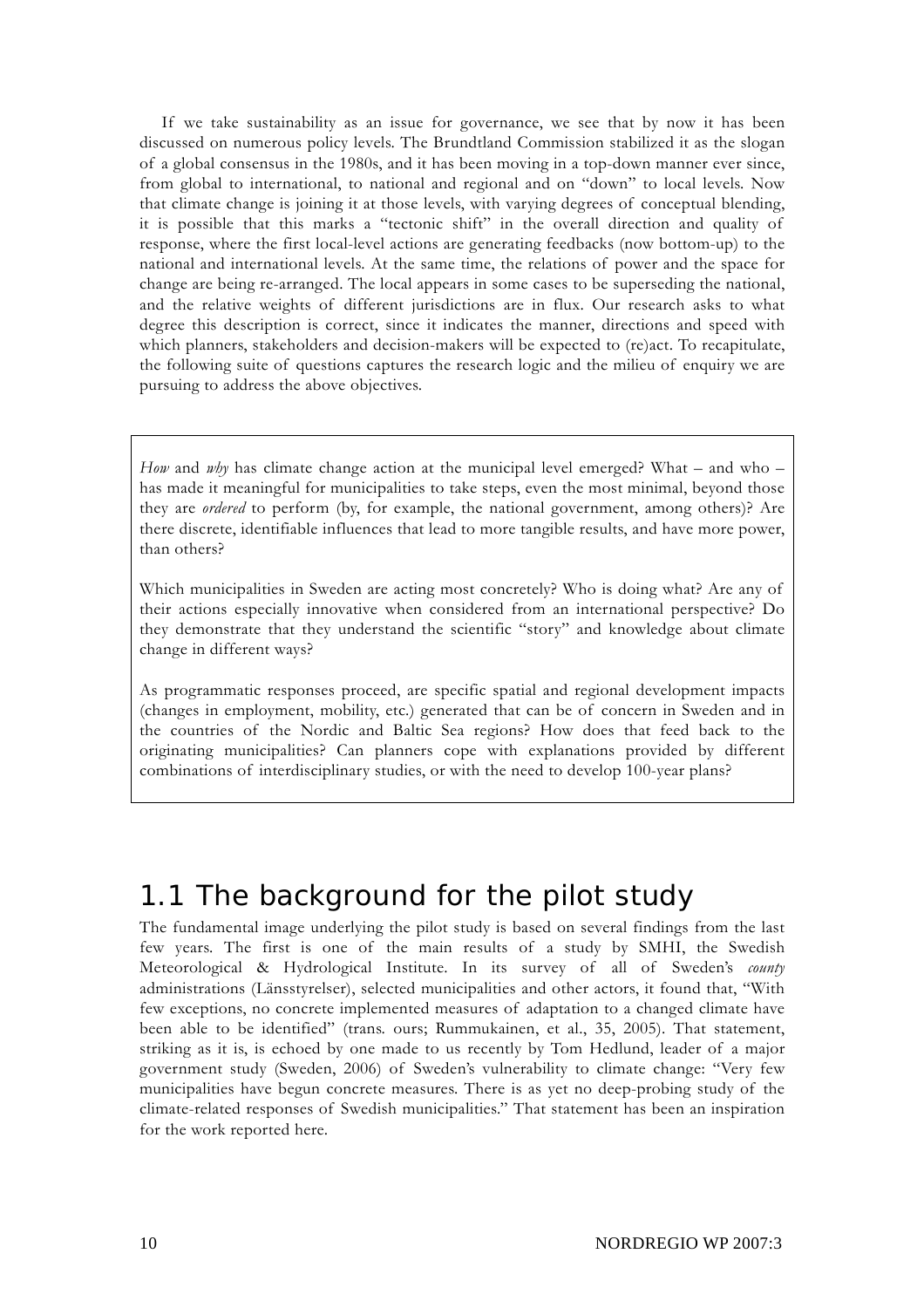If we take sustainability as an issue for governance, we see that by now it has been discussed on numerous policy levels. The Brundtland Commission stabilized it as the slogan of a global consensus in the 1980s, and it has been moving in a top-down manner ever since, from global to international, to national and regional and on "down" to local levels. Now that climate change is joining it at those levels, with varying degrees of conceptual blending, it is possible that this marks a "tectonic shift" in the overall direction and quality of response, where the first local-level actions are generating feedbacks (now bottom-up) to the national and international levels. At the same time, the relations of power and the space for change are being re-arranged. The local appears in some cases to be superseding the national, and the relative weights of different jurisdictions are in flux. Our research asks to what degree this description is correct, since it indicates the manner, directions and speed with which planners, stakeholders and decision-makers will be expected to (re)act. To recapitulate, the following suite of questions captures the research logic and the milieu of enquiry we are pursuing to address the above objectives.

> *How* and *why* has climate change action at the municipal level emerged? What – and who – has made it meaningful for municipalities to take steps, even the most minimal, beyond those they are *ordered* to perform (by, for example, the national government, among others)? Are there discrete, identifiable influences that lead to more tangible results, and have more power, than others?
>
> Which municipalities in Sweden are acting most concretely? Who is doing what? Are any of their actions especially innovative when considered from an international perspective? Do they demonstrate that they understand the scientific "story" and knowledge about climate change in different ways?
>
> As programmatic responses proceed, are specific spatial and regional development impacts (changes in employment, mobility, etc.) generated that can be of concern in Sweden and in the countries of the Nordic and Baltic Sea regions? How does that feed back to the originating municipalities? Can planners cope with explanations provided by different combinations of interdisciplinary studies, or with the need to develop 100-year plans?

## 1.1 The background for the pilot study

The fundamental image underlying the pilot study is based on several findings from the last few years. The first is one of the main results of a study by SMHI, the Swedish Meteorological & Hydrological Institute. In its survey of all of Sweden's *county* administrations (Länsstyrelser), selected municipalities and other actors, it found that, "With few exceptions, no concrete implemented measures of adaptation to a changed climate have been able to be identified" (trans. ours; Rummukainen, et al., 35, 2005). That statement, striking as it is, is echoed by one made to us recently by Tom Hedlund, leader of a major government study (Sweden, 2006) of Sweden's vulnerability to climate change: "Very few municipalities have begun concrete measures. There is as yet no deep-probing study of the climate-related responses of Swedish municipalities." That statement has been an inspiration for the work reported here.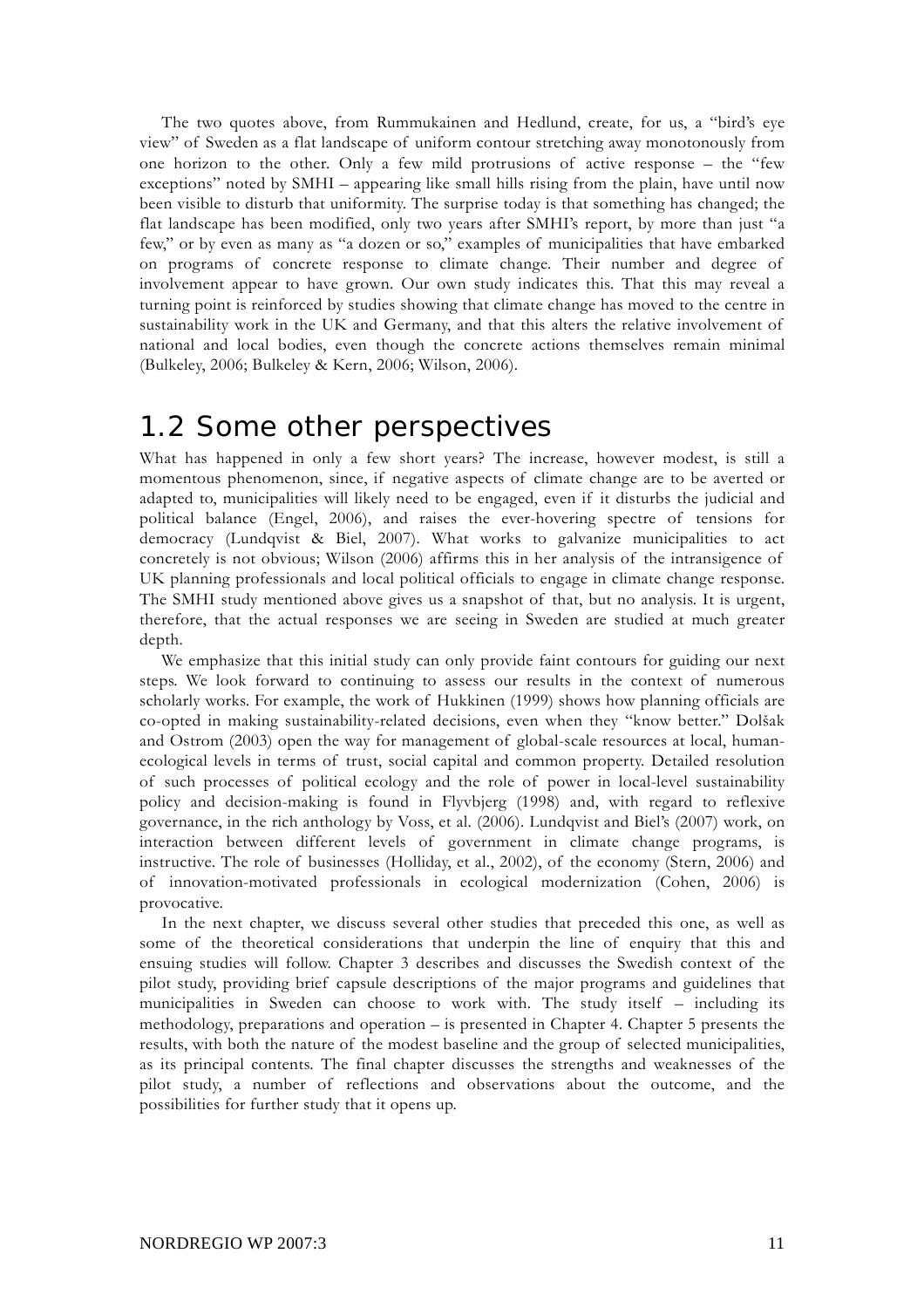The two quotes above, from Rummukainen and Hedlund, create, for us, a "bird's eye view" of Sweden as a flat landscape of uniform contour stretching away monotonously from one horizon to the other. Only a few mild protrusions of active response – the "few exceptions" noted by SMHI – appearing like small hills rising from the plain, have until now been visible to disturb that uniformity. The surprise today is that something has changed; the flat landscape has been modified, only two years after SMHI's report, by more than just "a few," or by even as many as "a dozen or so," examples of municipalities that have embarked on programs of concrete response to climate change. Their number and degree of involvement appear to have grown. Our own study indicates this. That this may reveal a turning point is reinforced by studies showing that climate change has moved to the centre in sustainability work in the UK and Germany, and that this alters the relative involvement of national and local bodies, even though the concrete actions themselves remain minimal (Bulkeley, 2006; Bulkeley & Kern, 2006; Wilson, 2006).

## 1.2 Some other perspectives

What has happened in only a few short years? The increase, however modest, is still a momentous phenomenon, since, if negative aspects of climate change are to be averted or adapted to, municipalities will likely need to be engaged, even if it disturbs the judicial and political balance (Engel, 2006), and raises the ever-hovering spectre of tensions for democracy (Lundqvist & Biel, 2007). What works to galvanize municipalities to act concretely is not obvious; Wilson (2006) affirms this in her analysis of the intransigence of UK planning professionals and local political officials to engage in climate change response. The SMHI study mentioned above gives us a snapshot of that, but no analysis. It is urgent, therefore, that the actual responses we are seeing in Sweden are studied at much greater depth.

We emphasize that this initial study can only provide faint contours for guiding our next steps. We look forward to continuing to assess our results in the context of numerous scholarly works. For example, the work of Hukkinen (1999) shows how planning officials are co-opted in making sustainability-related decisions, even when they "know better." Dolšak and Ostrom (2003) open the way for management of global-scale resources at local, human-ecological levels in terms of trust, social capital and common property. Detailed resolution of such processes of political ecology and the role of power in local-level sustainability policy and decision-making is found in Flyvbjerg (1998) and, with regard to reflexive governance, in the rich anthology by Voss, et al. (2006). Lundqvist and Biel's (2007) work, on interaction between different levels of government in climate change programs, is instructive. The role of businesses (Holliday, et al., 2002), of the economy (Stern, 2006) and of innovation-motivated professionals in ecological modernization (Cohen, 2006) is provocative.

In the next chapter, we discuss several other studies that preceded this one, as well as some of the theoretical considerations that underpin the line of enquiry that this and ensuing studies will follow. Chapter 3 describes and discusses the Swedish context of the pilot study, providing brief capsule descriptions of the major programs and guidelines that municipalities in Sweden can choose to work with. The study itself – including its methodology, preparations and operation – is presented in Chapter 4. Chapter 5 presents the results, with both the nature of the modest baseline and the group of selected municipalities, as its principal contents. The final chapter discusses the strengths and weaknesses of the pilot study, a number of reflections and observations about the outcome, and the possibilities for further study that it opens up.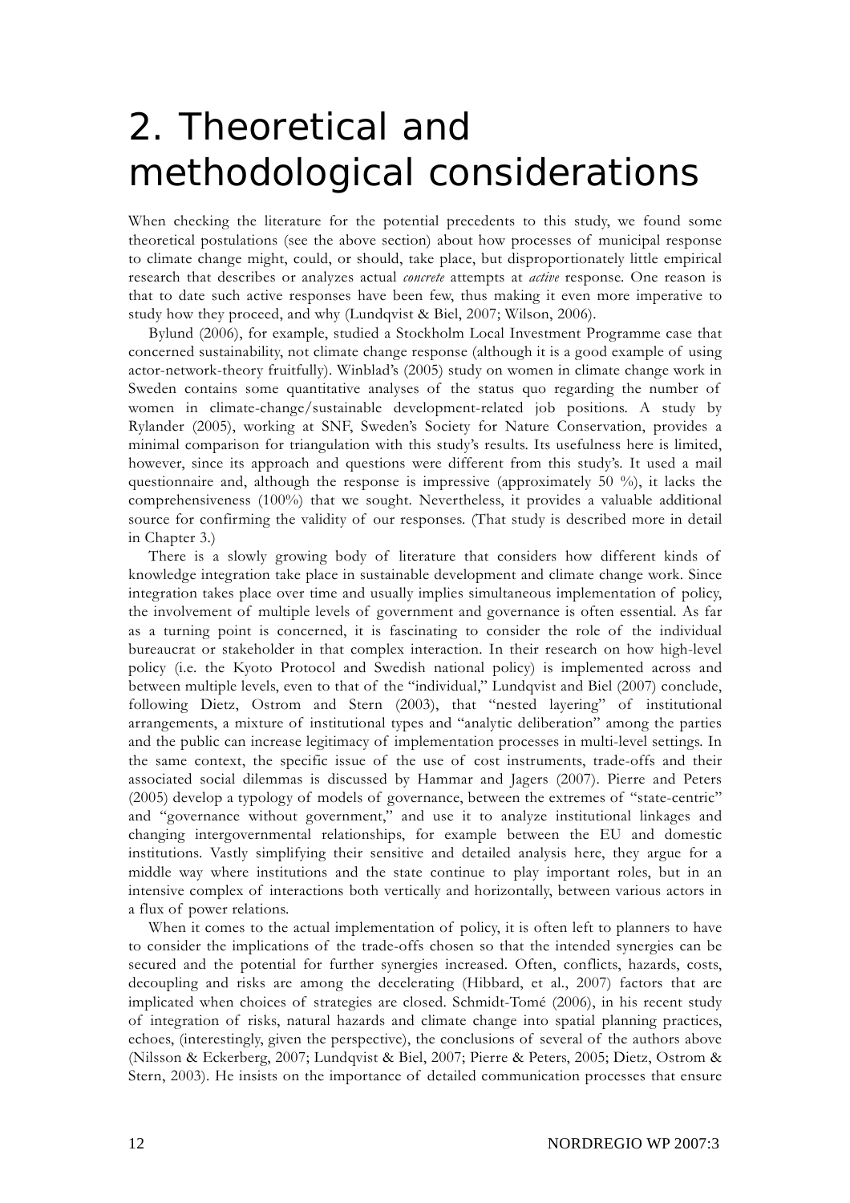# 2. Theoretical and methodological considerations

When checking the literature for the potential precedents to this study, we found some theoretical postulations (see the above section) about how processes of municipal response to climate change might, could, or should, take place, but disproportionately little empirical research that describes or analyzes actual *concrete* attempts at *active* response. One reason is that to date such active responses have been few, thus making it even more imperative to study how they proceed, and why (Lundqvist & Biel, 2007; Wilson, 2006).

Bylund (2006), for example, studied a Stockholm Local Investment Programme case that concerned sustainability, not climate change response (although it is a good example of using actor-network-theory fruitfully). Winblad's (2005) study on women in climate change work in Sweden contains some quantitative analyses of the status quo regarding the number of women in climate-change/sustainable development-related job positions. A study by Rylander (2005), working at SNF, Sweden's Society for Nature Conservation, provides a minimal comparison for triangulation with this study's results. Its usefulness here is limited, however, since its approach and questions were different from this study's. It used a mail questionnaire and, although the response is impressive (approximately 50 %), it lacks the comprehensiveness (100%) that we sought. Nevertheless, it provides a valuable additional source for confirming the validity of our responses. (That study is described more in detail in Chapter 3.)

There is a slowly growing body of literature that considers how different kinds of knowledge integration take place in sustainable development and climate change work. Since integration takes place over time and usually implies simultaneous implementation of policy, the involvement of multiple levels of government and governance is often essential. As far as a turning point is concerned, it is fascinating to consider the role of the individual bureaucrat or stakeholder in that complex interaction. In their research on how high-level policy (i.e. the Kyoto Protocol and Swedish national policy) is implemented across and between multiple levels, even to that of the "individual," Lundqvist and Biel (2007) conclude, following Dietz, Ostrom and Stern (2003), that "nested layering" of institutional arrangements, a mixture of institutional types and "analytic deliberation" among the parties and the public can increase legitimacy of implementation processes in multi-level settings. In the same context, the specific issue of the use of cost instruments, trade-offs and their associated social dilemmas is discussed by Hammar and Jagers (2007). Pierre and Peters (2005) develop a typology of models of governance, between the extremes of "state-centric" and "governance without government," and use it to analyze institutional linkages and changing intergovernmental relationships, for example between the EU and domestic institutions. Vastly simplifying their sensitive and detailed analysis here, they argue for a middle way where institutions and the state continue to play important roles, but in an intensive complex of interactions both vertically and horizontally, between various actors in a flux of power relations.

When it comes to the actual implementation of policy, it is often left to planners to have to consider the implications of the trade-offs chosen so that the intended synergies can be secured and the potential for further synergies increased. Often, conflicts, hazards, costs, decoupling and risks are among the decelerating (Hibbard, et al., 2007) factors that are implicated when choices of strategies are closed. Schmidt-Tomé (2006), in his recent study of integration of risks, natural hazards and climate change into spatial planning practices, echoes, (interestingly, given the perspective), the conclusions of several of the authors above (Nilsson & Eckerberg, 2007; Lundqvist & Biel, 2007; Pierre & Peters, 2005; Dietz, Ostrom & Stern, 2003). He insists on the importance of detailed communication processes that ensure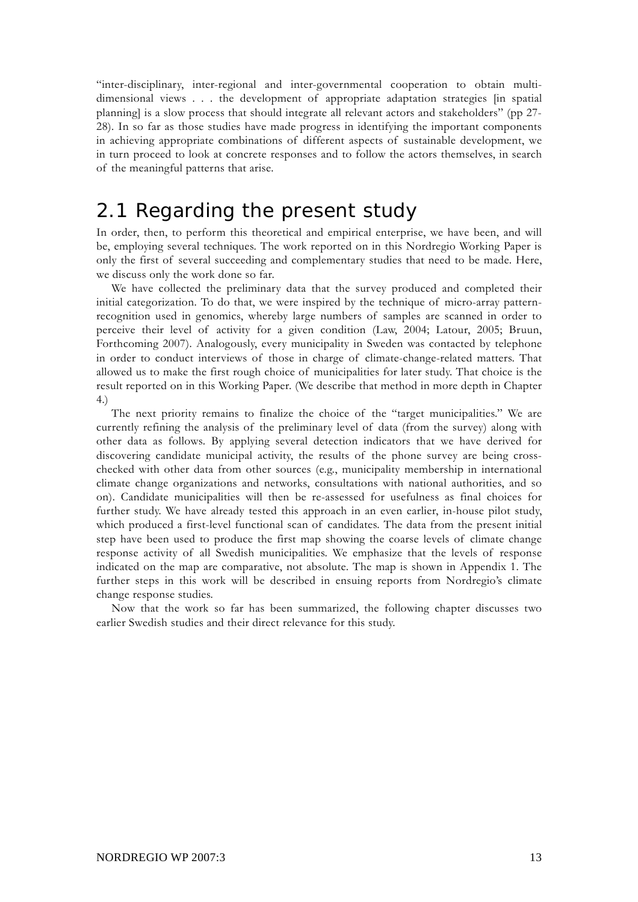"inter-disciplinary, inter-regional and inter-governmental cooperation to obtain multi-dimensional views . . . the development of appropriate adaptation strategies [in spatial planning] is a slow process that should integrate all relevant actors and stakeholders" (pp 27-28). In so far as those studies have made progress in identifying the important components in achieving appropriate combinations of different aspects of sustainable development, we in turn proceed to look at concrete responses and to follow the actors themselves, in search of the meaningful patterns that arise.

## 2.1 Regarding the present study

In order, then, to perform this theoretical and empirical enterprise, we have been, and will be, employing several techniques. The work reported on in this Nordregio Working Paper is only the first of several succeeding and complementary studies that need to be made. Here, we discuss only the work done so far.

We have collected the preliminary data that the survey produced and completed their initial categorization. To do that, we were inspired by the technique of micro-array pattern-recognition used in genomics, whereby large numbers of samples are scanned in order to perceive their level of activity for a given condition (Law, 2004; Latour, 2005; Bruun, Forthcoming 2007). Analogously, every municipality in Sweden was contacted by telephone in order to conduct interviews of those in charge of climate-change-related matters. That allowed us to make the first rough choice of municipalities for later study. That choice is the result reported on in this Working Paper. (We describe that method in more depth in Chapter 4.)

The next priority remains to finalize the choice of the "target municipalities." We are currently refining the analysis of the preliminary level of data (from the survey) along with other data as follows. By applying several detection indicators that we have derived for discovering candidate municipal activity, the results of the phone survey are being cross-checked with other data from other sources (e.g., municipality membership in international climate change organizations and networks, consultations with national authorities, and so on). Candidate municipalities will then be re-assessed for usefulness as final choices for further study. We have already tested this approach in an even earlier, in-house pilot study, which produced a first-level functional scan of candidates. The data from the present initial step have been used to produce the first map showing the coarse levels of climate change response activity of all Swedish municipalities. We emphasize that the levels of response indicated on the map are comparative, not absolute. The map is shown in Appendix 1. The further steps in this work will be described in ensuing reports from Nordregio's climate change response studies.

Now that the work so far has been summarized, the following chapter discusses two earlier Swedish studies and their direct relevance for this study.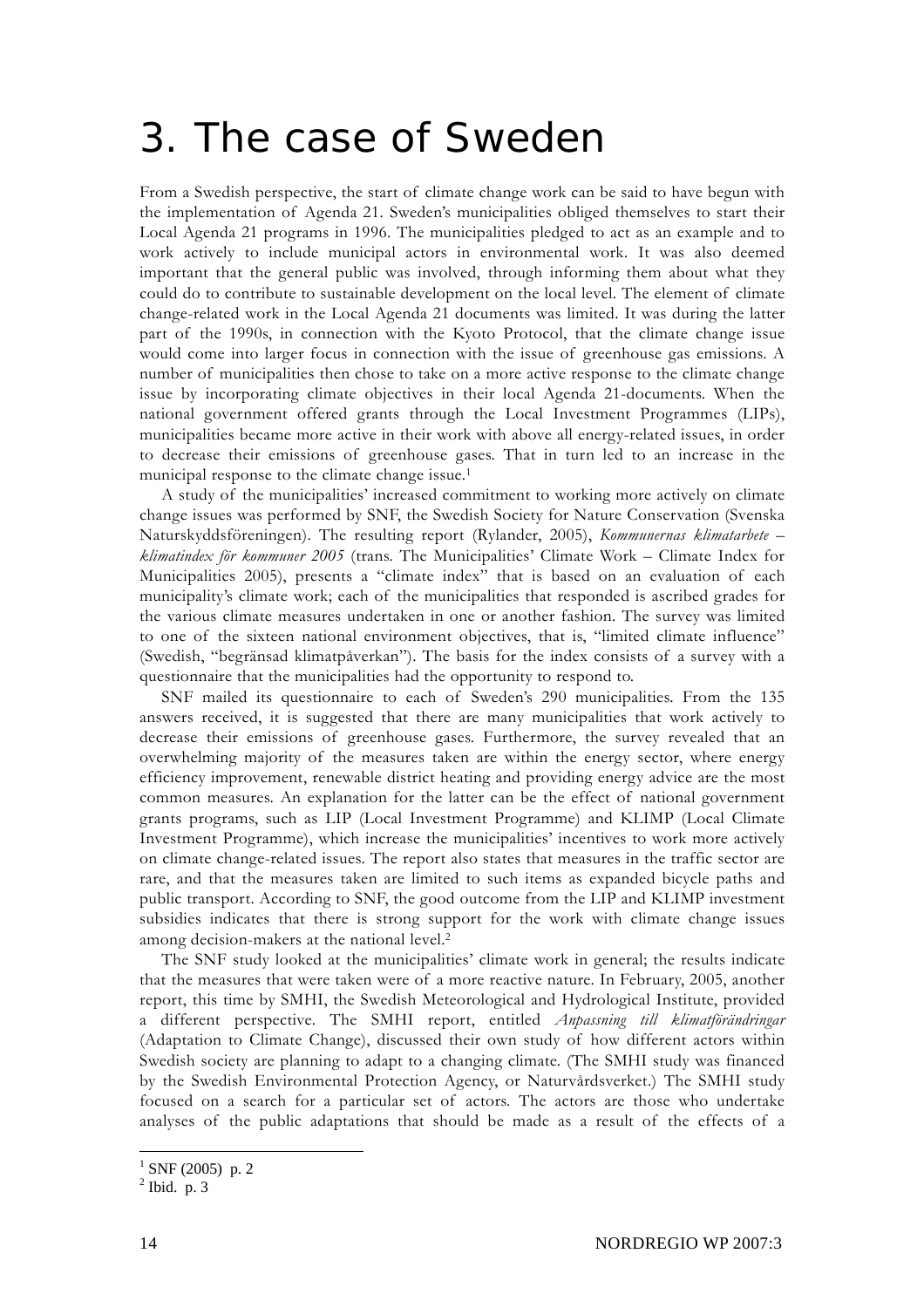# 3. The case of Sweden

From a Swedish perspective, the start of climate change work can be said to have begun with the implementation of Agenda 21. Sweden's municipalities obliged themselves to start their Local Agenda 21 programs in 1996. The municipalities pledged to act as an example and to work actively to include municipal actors in environmental work. It was also deemed important that the general public was involved, through informing them about what they could do to contribute to sustainable development on the local level. The element of climate change-related work in the Local Agenda 21 documents was limited. It was during the latter part of the 1990s, in connection with the Kyoto Protocol, that the climate change issue would come into larger focus in connection with the issue of greenhouse gas emissions. A number of municipalities then chose to take on a more active response to the climate change issue by incorporating climate objectives in their local Agenda 21-documents. When the national government offered grants through the Local Investment Programmes (LIPs), municipalities became more active in their work with above all energy-related issues, in order to decrease their emissions of greenhouse gases. That in turn led to an increase in the municipal response to the climate change issue.[1]

A study of the municipalities' increased commitment to working more actively on climate change issues was performed by SNF, the Swedish Society for Nature Conservation (Svenska Naturskyddsföreningen). The resulting report (Rylander, 2005), *Kommunernas klimatarbete – klimatindex för kommuner 2005* (trans. The Municipalities' Climate Work – Climate Index for Municipalities 2005), presents a "climate index" that is based on an evaluation of each municipality's climate work; each of the municipalities that responded is ascribed grades for the various climate measures undertaken in one or another fashion. The survey was limited to one of the sixteen national environment objectives, that is, "limited climate influence" (Swedish, "begränsad klimatpåverkan"). The basis for the index consists of a survey with a questionnaire that the municipalities had the opportunity to respond to.

SNF mailed its questionnaire to each of Sweden's 290 municipalities. From the 135 answers received, it is suggested that there are many municipalities that work actively to decrease their emissions of greenhouse gases. Furthermore, the survey revealed that an overwhelming majority of the measures taken are within the energy sector, where energy efficiency improvement, renewable district heating and providing energy advice are the most common measures. An explanation for the latter can be the effect of national government grants programs, such as LIP (Local Investment Programme) and KLIMP (Local Climate Investment Programme), which increase the municipalities' incentives to work more actively on climate change-related issues. The report also states that measures in the traffic sector are rare, and that the measures taken are limited to such items as expanded bicycle paths and public transport. According to SNF, the good outcome from the LIP and KLIMP investment subsidies indicates that there is strong support for the work with climate change issues among decision-makers at the national level.[2]

The SNF study looked at the municipalities' climate work in general; the results indicate that the measures that were taken were of a more reactive nature. In February, 2005, another report, this time by SMHI, the Swedish Meteorological and Hydrological Institute, provided a different perspective. The SMHI report, entitled *Anpassning till klimatförändringar* (Adaptation to Climate Change), discussed their own study of how different actors within Swedish society are planning to adapt to a changing climate. (The SMHI study was financed by the Swedish Environmental Protection Agency, or Naturvårdsverket.) The SMHI study focused on a search for a particular set of actors. The actors are those who undertake analyses of the public adaptations that should be made as a result of the effects of a

[1] SNF (2005) p. 2

[2] Ibid. p. 3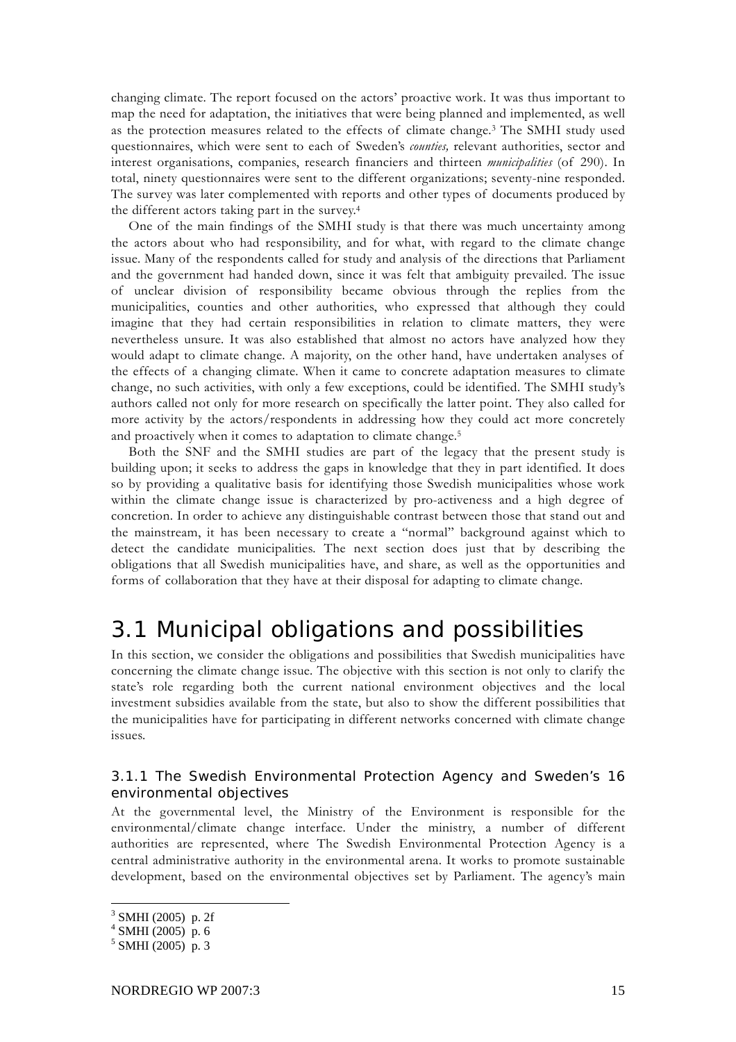changing climate. The report focused on the actors' proactive work. It was thus important to map the need for adaptation, the initiatives that were being planned and implemented, as well as the protection measures related to the effects of climate change.[3] The SMHI study used questionnaires, which were sent to each of Sweden's *counties,* relevant authorities, sector and interest organisations, companies, research financiers and thirteen *municipalities* (of 290). In total, ninety questionnaires were sent to the different organizations; seventy-nine responded. The survey was later complemented with reports and other types of documents produced by the different actors taking part in the survey.[4]

One of the main findings of the SMHI study is that there was much uncertainty among the actors about who had responsibility, and for what, with regard to the climate change issue. Many of the respondents called for study and analysis of the directions that Parliament and the government had handed down, since it was felt that ambiguity prevailed. The issue of unclear division of responsibility became obvious through the replies from the municipalities, counties and other authorities, who expressed that although they could imagine that they had certain responsibilities in relation to climate matters, they were nevertheless unsure. It was also established that almost no actors have analyzed how they would adapt to climate change. A majority, on the other hand, have undertaken analyses of the effects of a changing climate. When it came to concrete adaptation measures to climate change, no such activities, with only a few exceptions, could be identified. The SMHI study's authors called not only for more research on specifically the latter point. They also called for more activity by the actors/respondents in addressing how they could act more concretely and proactively when it comes to adaptation to climate change.[5]

Both the SNF and the SMHI studies are part of the legacy that the present study is building upon; it seeks to address the gaps in knowledge that they in part identified. It does so by providing a qualitative basis for identifying those Swedish municipalities whose work within the climate change issue is characterized by pro-activeness and a high degree of concretion. In order to achieve any distinguishable contrast between those that stand out and the mainstream, it has been necessary to create a "normal" background against which to detect the candidate municipalities. The next section does just that by describing the obligations that all Swedish municipalities have, and share, as well as the opportunities and forms of collaboration that they have at their disposal for adapting to climate change.

## 3.1 Municipal obligations and possibilities

In this section, we consider the obligations and possibilities that Swedish municipalities have concerning the climate change issue. The objective with this section is not only to clarify the state's role regarding both the current national environment objectives and the local investment subsidies available from the state, but also to show the different possibilities that the municipalities have for participating in different networks concerned with climate change issues.

### 3.1.1 The Swedish Environmental Protection Agency and Sweden's 16 environmental objectives

At the governmental level, the Ministry of the Environment is responsible for the environmental/climate change interface. Under the ministry, a number of different authorities are represented, where The Swedish Environmental Protection Agency is a central administrative authority in the environmental arena. It works to promote sustainable development, based on the environmental objectives set by Parliament. The agency's main

[3] SMHI (2005) p. 2f

[4] SMHI (2005) p. 6

[5] SMHI (2005) p. 3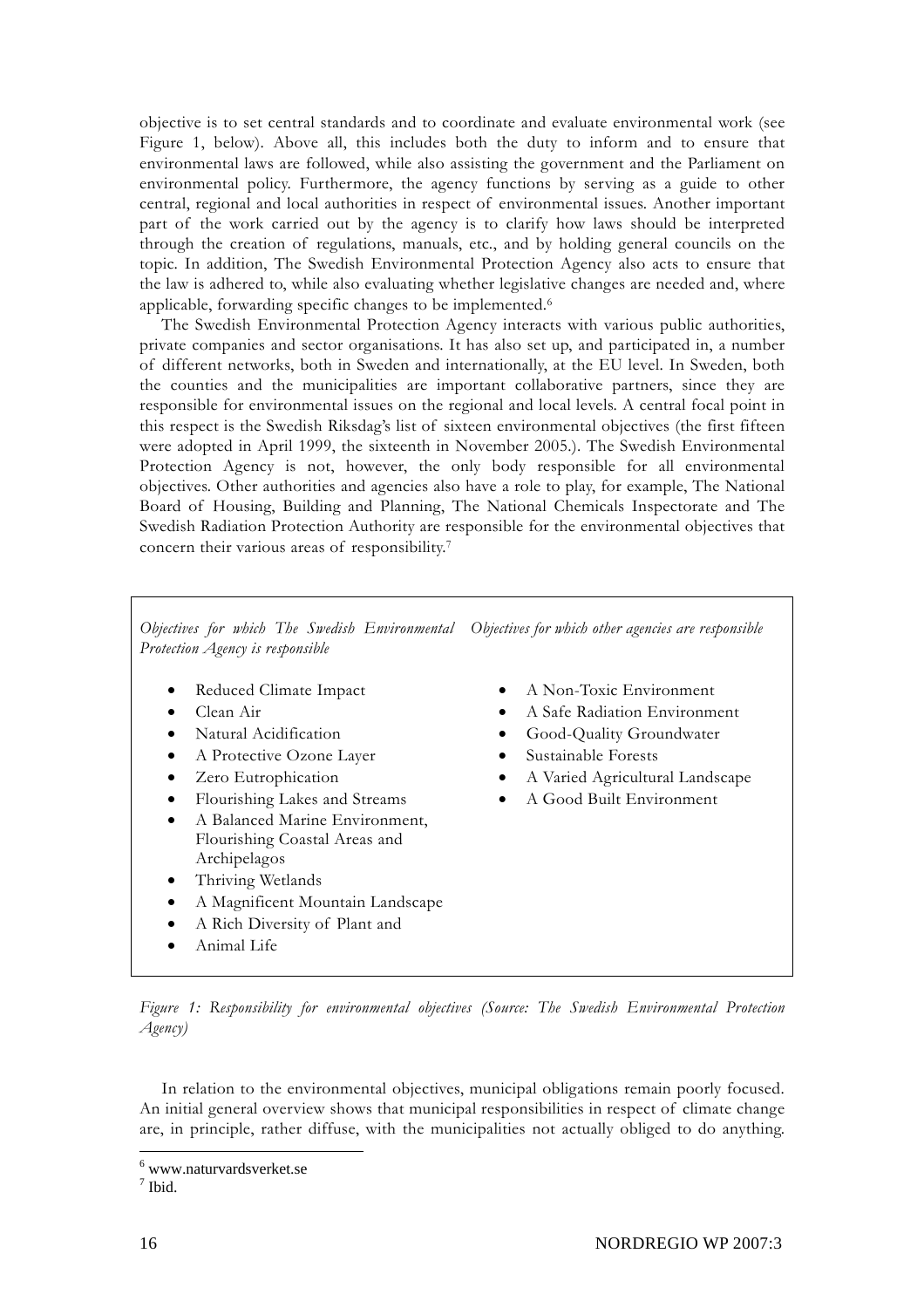objective is to set central standards and to coordinate and evaluate environmental work (see Figure 1, below). Above all, this includes both the duty to inform and to ensure that environmental laws are followed, while also assisting the government and the Parliament on environmental policy. Furthermore, the agency functions by serving as a guide to other central, regional and local authorities in respect of environmental issues. Another important part of the work carried out by the agency is to clarify how laws should be interpreted through the creation of regulations, manuals, etc., and by holding general councils on the topic. In addition, The Swedish Environmental Protection Agency also acts to ensure that the law is adhered to, while also evaluating whether legislative changes are needed and, where applicable, forwarding specific changes to be implemented.[6]

The Swedish Environmental Protection Agency interacts with various public authorities, private companies and sector organisations. It has also set up, and participated in, a number of different networks, both in Sweden and internationally, at the EU level. In Sweden, both the counties and the municipalities are important collaborative partners, since they are responsible for environmental issues on the regional and local levels. A central focal point in this respect is the Swedish Riksdag's list of sixteen environmental objectives (the first fifteen were adopted in April 1999, the sixteenth in November 2005.). The Swedish Environmental Protection Agency is not, however, the only body responsible for all environmental objectives. Other authorities and agencies also have a role to play, for example, The National Board of Housing, Building and Planning, The National Chemicals Inspectorate and The Swedish Radiation Protection Authority are responsible for the environmental objectives that concern their various areas of responsibility.[7]

*Objectives for which The Swedish Environmental Protection Agency is responsible*

- Reduced Climate Impact
- Clean Air
- Natural Acidification
- A Protective Ozone Layer
- Zero Eutrophication
- Flourishing Lakes and Streams
- A Balanced Marine Environment, Flourishing Coastal Areas and Archipelagos
- Thriving Wetlands
- A Magnificent Mountain Landscape
- A Rich Diversity of Plant and
- Animal Life

*Objectives for which other agencies are responsible*

- A Non-Toxic Environment
- A Safe Radiation Environment
- Good-Quality Groundwater
- Sustainable Forests
- A Varied Agricultural Landscape
- A Good Built Environment

*Figure 1: Responsibility for environmental objectives (Source: The Swedish Environmental Protection Agency)*

In relation to the environmental objectives, municipal obligations remain poorly focused. An initial general overview shows that municipal responsibilities in respect of climate change are, in principle, rather diffuse, with the municipalities not actually obliged to do anything.

[6] www.naturvardsverket.se

[7] Ibid.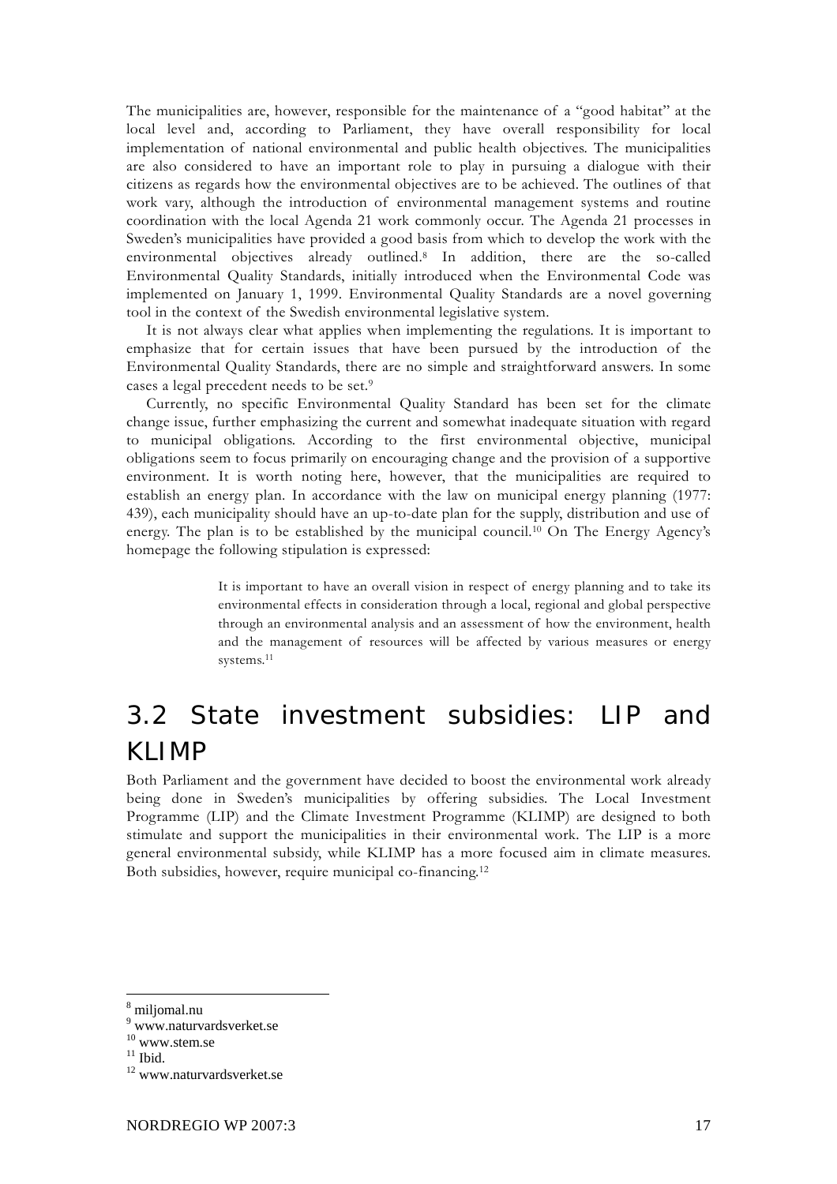The municipalities are, however, responsible for the maintenance of a "good habitat" at the local level and, according to Parliament, they have overall responsibility for local implementation of national environmental and public health objectives. The municipalities are also considered to have an important role to play in pursuing a dialogue with their citizens as regards how the environmental objectives are to be achieved. The outlines of that work vary, although the introduction of environmental management systems and routine coordination with the local Agenda 21 work commonly occur. The Agenda 21 processes in Sweden's municipalities have provided a good basis from which to develop the work with the environmental objectives already outlined.[8] In addition, there are the so-called Environmental Quality Standards, initially introduced when the Environmental Code was implemented on January 1, 1999. Environmental Quality Standards are a novel governing tool in the context of the Swedish environmental legislative system.

It is not always clear what applies when implementing the regulations. It is important to emphasize that for certain issues that have been pursued by the introduction of the Environmental Quality Standards, there are no simple and straightforward answers. In some cases a legal precedent needs to be set.[9]

Currently, no specific Environmental Quality Standard has been set for the climate change issue, further emphasizing the current and somewhat inadequate situation with regard to municipal obligations. According to the first environmental objective, municipal obligations seem to focus primarily on encouraging change and the provision of a supportive environment. It is worth noting here, however, that the municipalities are required to establish an energy plan. In accordance with the law on municipal energy planning (1977: 439), each municipality should have an up-to-date plan for the supply, distribution and use of energy. The plan is to be established by the municipal council.[10] On The Energy Agency's homepage the following stipulation is expressed:

> It is important to have an overall vision in respect of energy planning and to take its environmental effects in consideration through a local, regional and global perspective through an environmental analysis and an assessment of how the environment, health and the management of resources will be affected by various measures or energy systems.[11]

## 3.2 State investment subsidies: LIP and KLIMP

Both Parliament and the government have decided to boost the environmental work already being done in Sweden's municipalities by offering subsidies. The Local Investment Programme (LIP) and the Climate Investment Programme (KLIMP) are designed to both stimulate and support the municipalities in their environmental work. The LIP is a more general environmental subsidy, while KLIMP has a more focused aim in climate measures. Both subsidies, however, require municipal co-financing.[12]

---

[8] miljomal.nu
[9] www.naturvardsverket.se
[10] www.stem.se
[11] Ibid.
[12] www.naturvardsverket.se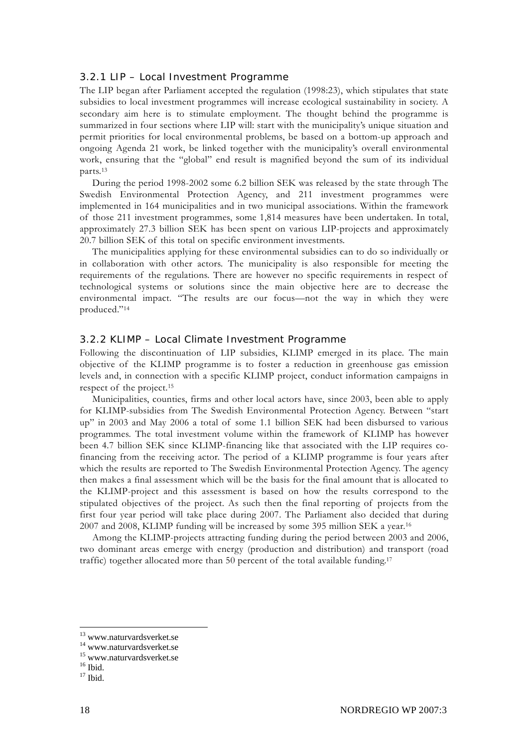### 3.2.1 LIP – Local Investment Programme

The LIP began after Parliament accepted the regulation (1998:23), which stipulates that state subsidies to local investment programmes will increase ecological sustainability in society. A secondary aim here is to stimulate employment. The thought behind the programme is summarized in four sections where LIP will: start with the municipality's unique situation and permit priorities for local environmental problems, be based on a bottom-up approach and ongoing Agenda 21 work, be linked together with the municipality's overall environmental work, ensuring that the "global" end result is magnified beyond the sum of its individual parts.[13]

During the period 1998-2002 some 6.2 billion SEK was released by the state through The Swedish Environmental Protection Agency, and 211 investment programmes were implemented in 164 municipalities and in two municipal associations. Within the framework of those 211 investment programmes, some 1,814 measures have been undertaken. In total, approximately 27.3 billion SEK has been spent on various LIP-projects and approximately 20.7 billion SEK of this total on specific environment investments.

The municipalities applying for these environmental subsidies can to do so individually or in collaboration with other actors. The municipality is also responsible for meeting the requirements of the regulations. There are however no specific requirements in respect of technological systems or solutions since the main objective here are to decrease the environmental impact. "The results are our focus—not the way in which they were produced."[14]

### 3.2.2 KLIMP – Local Climate Investment Programme

Following the discontinuation of LIP subsidies, KLIMP emerged in its place. The main objective of the KLIMP programme is to foster a reduction in greenhouse gas emission levels and, in connection with a specific KLIMP project, conduct information campaigns in respect of the project.[15]

Municipalities, counties, firms and other local actors have, since 2003, been able to apply for KLIMP-subsidies from The Swedish Environmental Protection Agency. Between "start up" in 2003 and May 2006 a total of some 1.1 billion SEK had been disbursed to various programmes. The total investment volume within the framework of KLIMP has however been 4.7 billion SEK since KLIMP-financing like that associated with the LIP requires co-financing from the receiving actor. The period of a KLIMP programme is four years after which the results are reported to The Swedish Environmental Protection Agency. The agency then makes a final assessment which will be the basis for the final amount that is allocated to the KLIMP-project and this assessment is based on how the results correspond to the stipulated objectives of the project. As such then the final reporting of projects from the first four year period will take place during 2007. The Parliament also decided that during 2007 and 2008, KLIMP funding will be increased by some 395 million SEK a year.[16]

Among the KLIMP-projects attracting funding during the period between 2003 and 2006, two dominant areas emerge with energy (production and distribution) and transport (road traffic) together allocated more than 50 percent of the total available funding.[17]

---

[13] www.naturvardsverket.se
[14] www.naturvardsverket.se
[15] www.naturvardsverket.se
[16] Ibid.
[17] Ibid.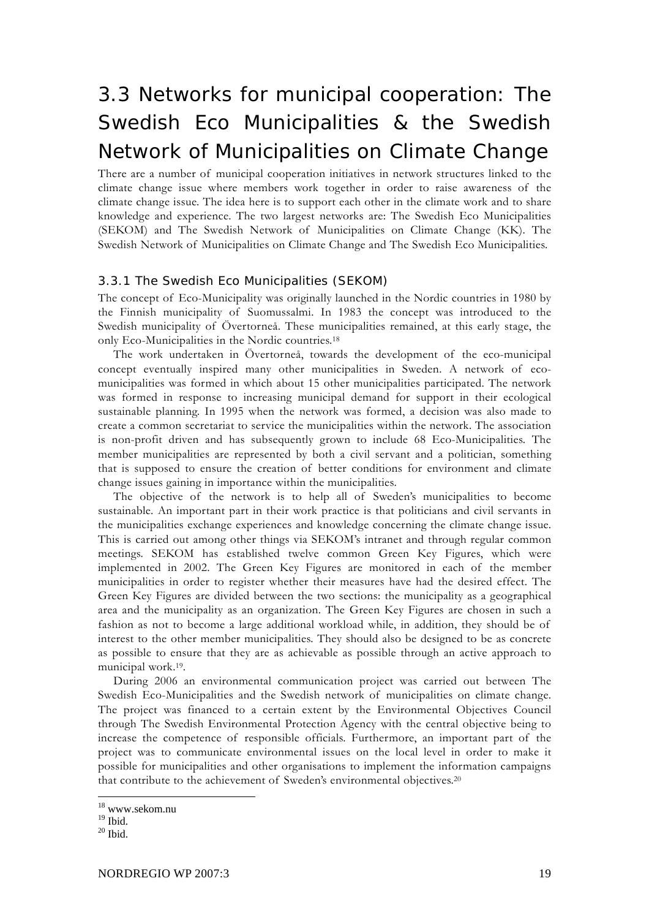## 3.3 Networks for municipal cooperation: The Swedish Eco Municipalities & the Swedish Network of Municipalities on Climate Change

There are a number of municipal cooperation initiatives in network structures linked to the climate change issue where members work together in order to raise awareness of the climate change issue. The idea here is to support each other in the climate work and to share knowledge and experience. The two largest networks are: The Swedish Eco Municipalities (SEKOM) and The Swedish Network of Municipalities on Climate Change (KK). The Swedish Network of Municipalities on Climate Change and The Swedish Eco Municipalities.

### 3.3.1 The Swedish Eco Municipalities (SEKOM)

The concept of Eco-Municipality was originally launched in the Nordic countries in 1980 by the Finnish municipality of Suomussalmi. In 1983 the concept was introduced to the Swedish municipality of Övertorneå. These municipalities remained, at this early stage, the only Eco-Municipalities in the Nordic countries.[18]

The work undertaken in Övertorneå, towards the development of the eco-municipal concept eventually inspired many other municipalities in Sweden. A network of eco-municipalities was formed in which about 15 other municipalities participated. The network was formed in response to increasing municipal demand for support in their ecological sustainable planning. In 1995 when the network was formed, a decision was also made to create a common secretariat to service the municipalities within the network. The association is non-profit driven and has subsequently grown to include 68 Eco-Municipalities. The member municipalities are represented by both a civil servant and a politician, something that is supposed to ensure the creation of better conditions for environment and climate change issues gaining in importance within the municipalities.

The objective of the network is to help all of Sweden's municipalities to become sustainable. An important part in their work practice is that politicians and civil servants in the municipalities exchange experiences and knowledge concerning the climate change issue. This is carried out among other things via SEKOM's intranet and through regular common meetings. SEKOM has established twelve common Green Key Figures, which were implemented in 2002. The Green Key Figures are monitored in each of the member municipalities in order to register whether their measures have had the desired effect. The Green Key Figures are divided between the two sections: the municipality as a geographical area and the municipality as an organization. The Green Key Figures are chosen in such a fashion as not to become a large additional workload while, in addition, they should be of interest to the other member municipalities. They should also be designed to be as concrete as possible to ensure that they are as achievable as possible through an active approach to municipal work.[19].

During 2006 an environmental communication project was carried out between The Swedish Eco-Municipalities and the Swedish network of municipalities on climate change. The project was financed to a certain extent by the Environmental Objectives Council through The Swedish Environmental Protection Agency with the central objective being to increase the competence of responsible officials. Furthermore, an important part of the project was to communicate environmental issues on the local level in order to make it possible for municipalities and other organisations to implement the information campaigns that contribute to the achievement of Sweden's environmental objectives.[20]

---

[18] www.sekom.nu
[19] Ibid.
[20] Ibid.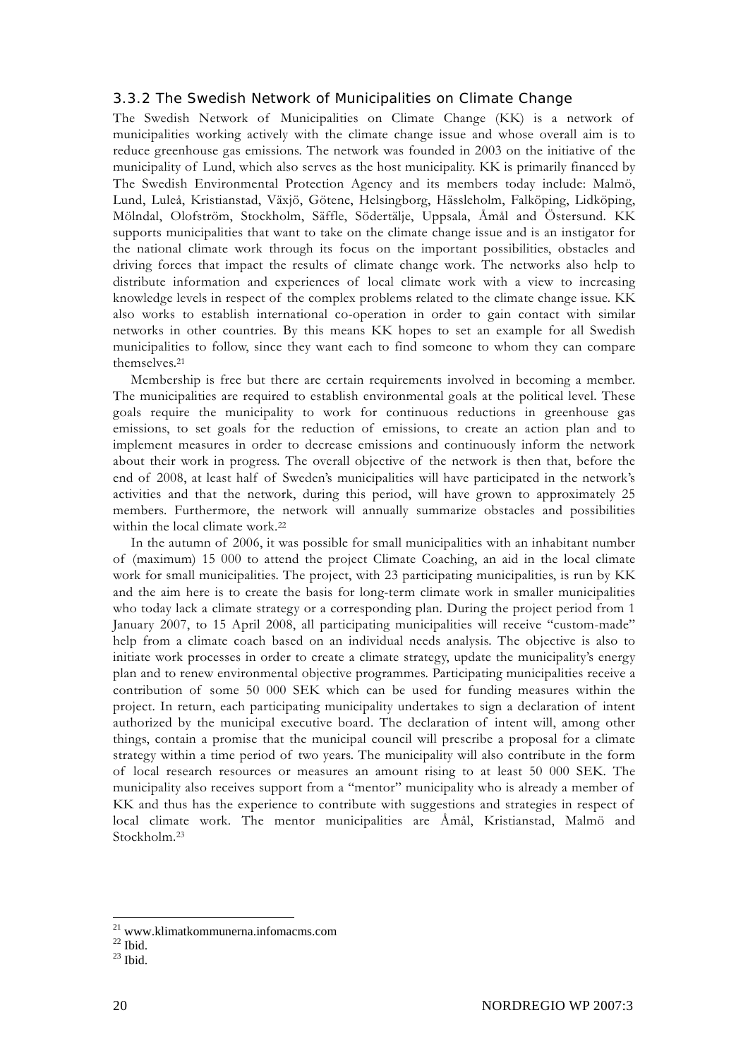### 3.3.2 The Swedish Network of Municipalities on Climate Change

The Swedish Network of Municipalities on Climate Change (KK) is a network of municipalities working actively with the climate change issue and whose overall aim is to reduce greenhouse gas emissions. The network was founded in 2003 on the initiative of the municipality of Lund, which also serves as the host municipality. KK is primarily financed by The Swedish Environmental Protection Agency and its members today include: Malmö, Lund, Luleå, Kristianstad, Växjö, Götene, Helsingborg, Hässleholm, Falköping, Lidköping, Mölndal, Olofström, Stockholm, Säffle, Södertälje, Uppsala, Åmål and Östersund. KK supports municipalities that want to take on the climate change issue and is an instigator for the national climate work through its focus on the important possibilities, obstacles and driving forces that impact the results of climate change work. The networks also help to distribute information and experiences of local climate work with a view to increasing knowledge levels in respect of the complex problems related to the climate change issue. KK also works to establish international co-operation in order to gain contact with similar networks in other countries. By this means KK hopes to set an example for all Swedish municipalities to follow, since they want each to find someone to whom they can compare themselves.[21]

Membership is free but there are certain requirements involved in becoming a member. The municipalities are required to establish environmental goals at the political level. These goals require the municipality to work for continuous reductions in greenhouse gas emissions, to set goals for the reduction of emissions, to create an action plan and to implement measures in order to decrease emissions and continuously inform the network about their work in progress. The overall objective of the network is then that, before the end of 2008, at least half of Sweden's municipalities will have participated in the network's activities and that the network, during this period, will have grown to approximately 25 members. Furthermore, the network will annually summarize obstacles and possibilities within the local climate work.[22]

In the autumn of 2006, it was possible for small municipalities with an inhabitant number of (maximum) 15 000 to attend the project Climate Coaching, an aid in the local climate work for small municipalities. The project, with 23 participating municipalities, is run by KK and the aim here is to create the basis for long-term climate work in smaller municipalities who today lack a climate strategy or a corresponding plan. During the project period from 1 January 2007, to 15 April 2008, all participating municipalities will receive "custom-made" help from a climate coach based on an individual needs analysis. The objective is also to initiate work processes in order to create a climate strategy, update the municipality's energy plan and to renew environmental objective programmes. Participating municipalities receive a contribution of some 50 000 SEK which can be used for funding measures within the project. In return, each participating municipality undertakes to sign a declaration of intent authorized by the municipal executive board. The declaration of intent will, among other things, contain a promise that the municipal council will prescribe a proposal for a climate strategy within a time period of two years. The municipality will also contribute in the form of local research resources or measures an amount rising to at least 50 000 SEK. The municipality also receives support from a "mentor" municipality who is already a member of KK and thus has the experience to contribute with suggestions and strategies in respect of local climate work. The mentor municipalities are Åmål, Kristianstad, Malmö and Stockholm.[23]

---

[21] www.klimatkommunerna.infomacms.com

[22] Ibid.

[23] Ibid.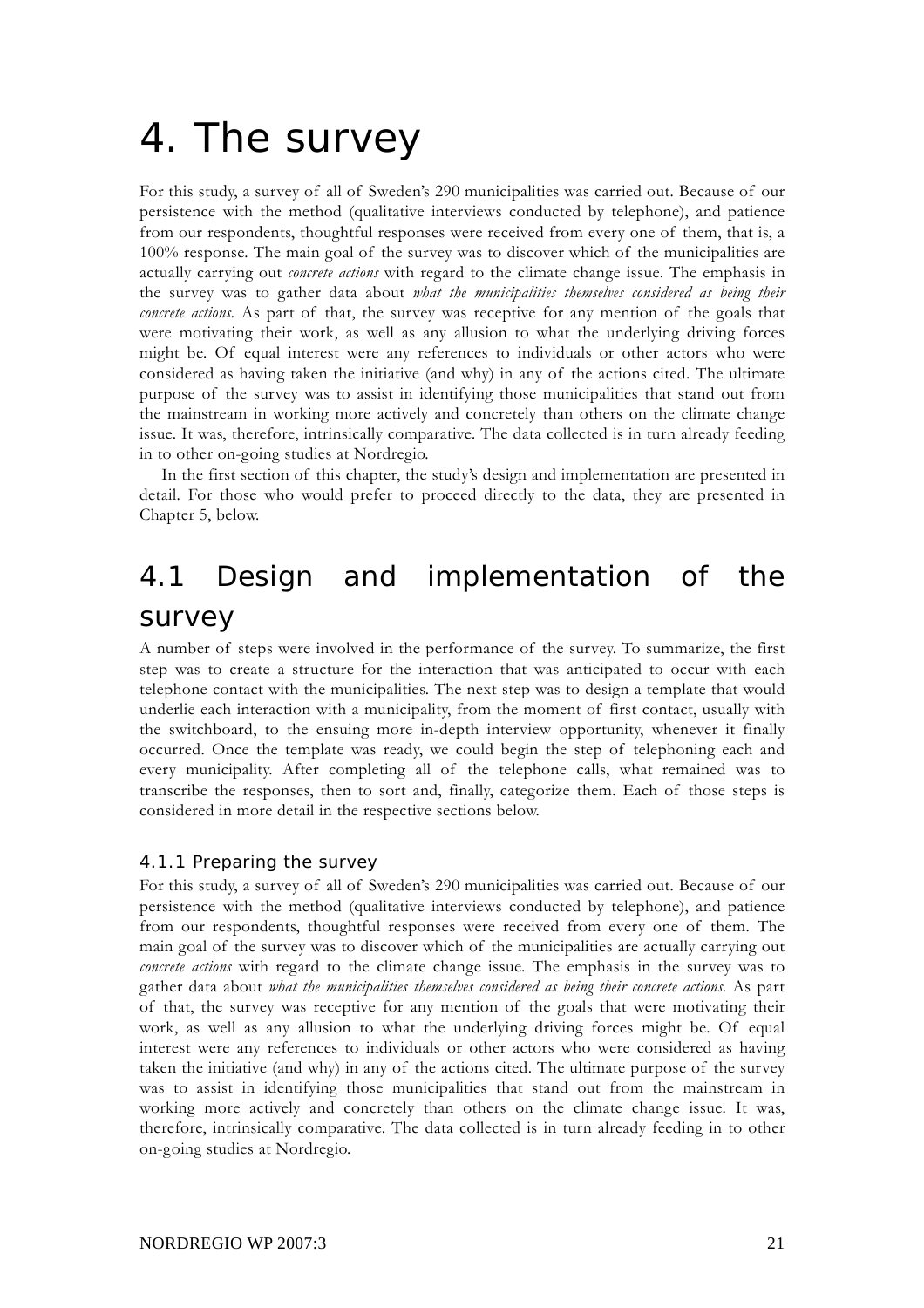# 4. The survey

For this study, a survey of all of Sweden's 290 municipalities was carried out. Because of our persistence with the method (qualitative interviews conducted by telephone), and patience from our respondents, thoughtful responses were received from every one of them, that is, a 100% response. The main goal of the survey was to discover which of the municipalities are actually carrying out *concrete actions* with regard to the climate change issue. The emphasis in the survey was to gather data about *what the municipalities themselves considered as being their concrete actions.* As part of that, the survey was receptive for any mention of the goals that were motivating their work, as well as any allusion to what the underlying driving forces might be. Of equal interest were any references to individuals or other actors who were considered as having taken the initiative (and why) in any of the actions cited. The ultimate purpose of the survey was to assist in identifying those municipalities that stand out from the mainstream in working more actively and concretely than others on the climate change issue. It was, therefore, intrinsically comparative. The data collected is in turn already feeding in to other on-going studies at Nordregio.

In the first section of this chapter, the study's design and implementation are presented in detail. For those who would prefer to proceed directly to the data, they are presented in Chapter 5, below.

## 4.1 Design and implementation of the survey

A number of steps were involved in the performance of the survey. To summarize, the first step was to create a structure for the interaction that was anticipated to occur with each telephone contact with the municipalities. The next step was to design a template that would underlie each interaction with a municipality, from the moment of first contact, usually with the switchboard, to the ensuing more in-depth interview opportunity, whenever it finally occurred. Once the template was ready, we could begin the step of telephoning each and every municipality. After completing all of the telephone calls, what remained was to transcribe the responses, then to sort and, finally, categorize them. Each of those steps is considered in more detail in the respective sections below.

### 4.1.1 Preparing the survey

For this study, a survey of all of Sweden's 290 municipalities was carried out. Because of our persistence with the method (qualitative interviews conducted by telephone), and patience from our respondents, thoughtful responses were received from every one of them. The main goal of the survey was to discover which of the municipalities are actually carrying out *concrete actions* with regard to the climate change issue. The emphasis in the survey was to gather data about *what the municipalities themselves considered as being their concrete actions.* As part of that, the survey was receptive for any mention of the goals that were motivating their work, as well as any allusion to what the underlying driving forces might be. Of equal interest were any references to individuals or other actors who were considered as having taken the initiative (and why) in any of the actions cited. The ultimate purpose of the survey was to assist in identifying those municipalities that stand out from the mainstream in working more actively and concretely than others on the climate change issue. It was, therefore, intrinsically comparative. The data collected is in turn already feeding in to other on-going studies at Nordregio.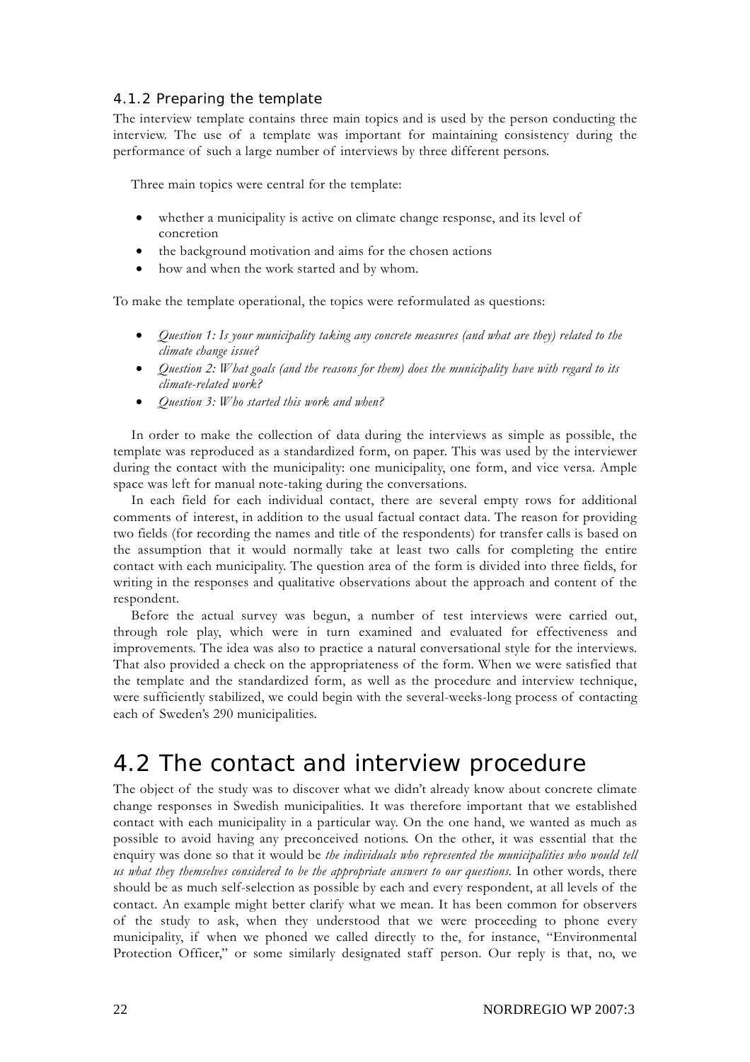### 4.1.2 Preparing the template

The interview template contains three main topics and is used by the person conducting the interview. The use of a template was important for maintaining consistency during the performance of such a large number of interviews by three different persons.

Three main topics were central for the template:

- whether a municipality is active on climate change response, and its level of concretion
- the background motivation and aims for the chosen actions
- how and when the work started and by whom.

To make the template operational, the topics were reformulated as questions:

- *Question 1: Is your municipality taking any concrete measures (and what are they) related to the climate change issue?*
- *Question 2: What goals (and the reasons for them) does the municipality have with regard to its climate-related work?*
- *Question 3: Who started this work and when?*

In order to make the collection of data during the interviews as simple as possible, the template was reproduced as a standardized form, on paper. This was used by the interviewer during the contact with the municipality: one municipality, one form, and vice versa. Ample space was left for manual note-taking during the conversations.

In each field for each individual contact, there are several empty rows for additional comments of interest, in addition to the usual factual contact data. The reason for providing two fields (for recording the names and title of the respondents) for transfer calls is based on the assumption that it would normally take at least two calls for completing the entire contact with each municipality. The question area of the form is divided into three fields, for writing in the responses and qualitative observations about the approach and content of the respondent.

Before the actual survey was begun, a number of test interviews were carried out, through role play, which were in turn examined and evaluated for effectiveness and improvements. The idea was also to practice a natural conversational style for the interviews. That also provided a check on the appropriateness of the form. When we were satisfied that the template and the standardized form, as well as the procedure and interview technique, were sufficiently stabilized, we could begin with the several-weeks-long process of contacting each of Sweden's 290 municipalities.

## 4.2 The contact and interview procedure

The object of the study was to discover what we didn't already know about concrete climate change responses in Swedish municipalities. It was therefore important that we established contact with each municipality in a particular way. On the one hand, we wanted as much as possible to avoid having any preconceived notions. On the other, it was essential that the enquiry was done so that it would be *the individuals who represented the municipalities who would tell us what they themselves considered to be the appropriate answers to our questions*. In other words, there should be as much self-selection as possible by each and every respondent, at all levels of the contact. An example might better clarify what we mean. It has been common for observers of the study to ask, when they understood that we were proceeding to phone every municipality, if when we phoned we called directly to the, for instance, "Environmental Protection Officer," or some similarly designated staff person. Our reply is that, no, we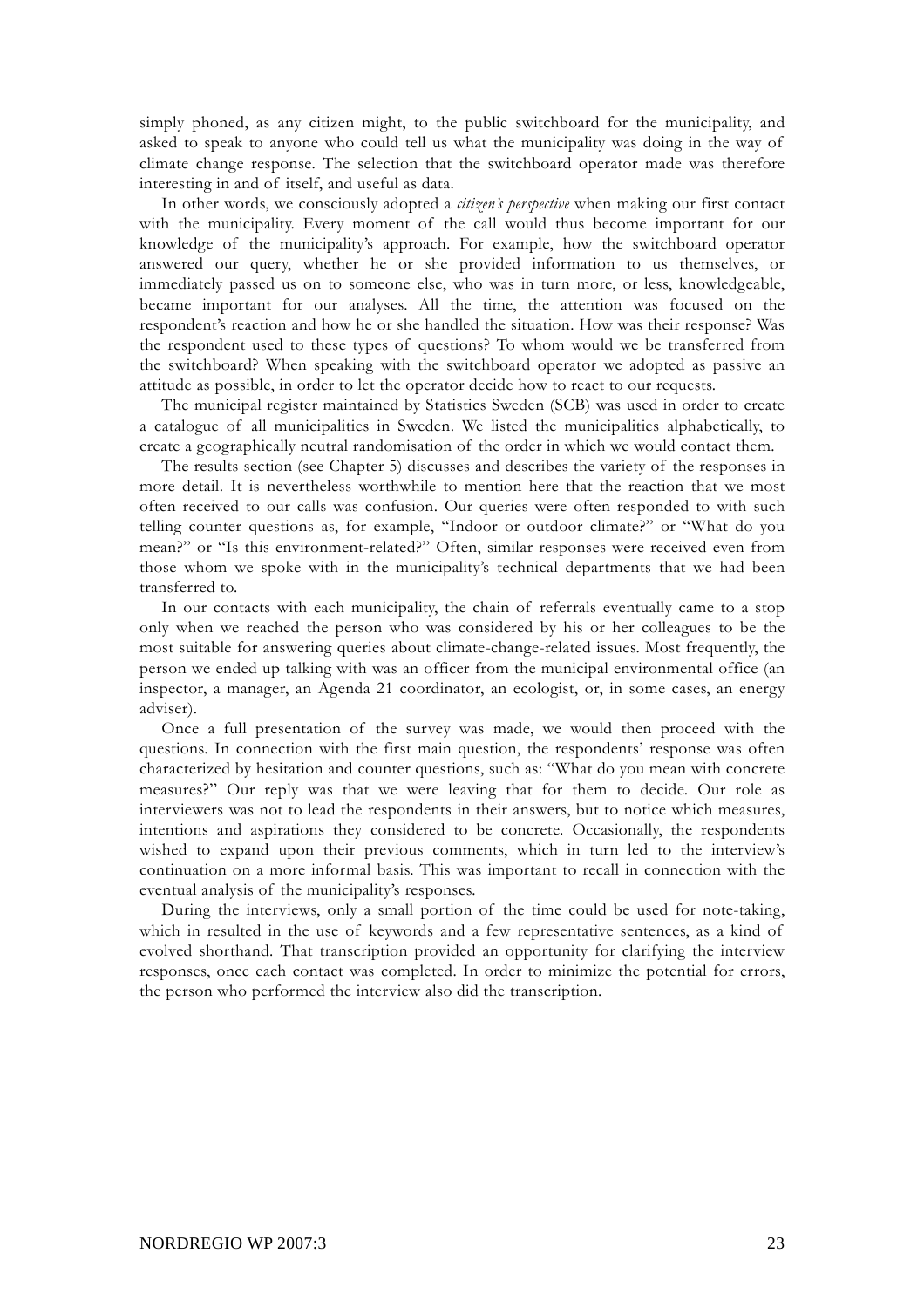simply phoned, as any citizen might, to the public switchboard for the municipality, and asked to speak to anyone who could tell us what the municipality was doing in the way of climate change response. The selection that the switchboard operator made was therefore interesting in and of itself, and useful as data.

In other words, we consciously adopted a *citizen's perspective* when making our first contact with the municipality. Every moment of the call would thus become important for our knowledge of the municipality's approach. For example, how the switchboard operator answered our query, whether he or she provided information to us themselves, or immediately passed us on to someone else, who was in turn more, or less, knowledgeable, became important for our analyses. All the time, the attention was focused on the respondent's reaction and how he or she handled the situation. How was their response? Was the respondent used to these types of questions? To whom would we be transferred from the switchboard? When speaking with the switchboard operator we adopted as passive an attitude as possible, in order to let the operator decide how to react to our requests.

The municipal register maintained by Statistics Sweden (SCB) was used in order to create a catalogue of all municipalities in Sweden. We listed the municipalities alphabetically, to create a geographically neutral randomisation of the order in which we would contact them.

The results section (see Chapter 5) discusses and describes the variety of the responses in more detail. It is nevertheless worthwhile to mention here that the reaction that we most often received to our calls was confusion. Our queries were often responded to with such telling counter questions as, for example, "Indoor or outdoor climate?" or "What do you mean?" or "Is this environment-related?" Often, similar responses were received even from those whom we spoke with in the municipality's technical departments that we had been transferred to.

In our contacts with each municipality, the chain of referrals eventually came to a stop only when we reached the person who was considered by his or her colleagues to be the most suitable for answering queries about climate-change-related issues. Most frequently, the person we ended up talking with was an officer from the municipal environmental office (an inspector, a manager, an Agenda 21 coordinator, an ecologist, or, in some cases, an energy adviser).

Once a full presentation of the survey was made, we would then proceed with the questions. In connection with the first main question, the respondents' response was often characterized by hesitation and counter questions, such as: "What do you mean with concrete measures?" Our reply was that we were leaving that for them to decide. Our role as interviewers was not to lead the respondents in their answers, but to notice which measures, intentions and aspirations they considered to be concrete. Occasionally, the respondents wished to expand upon their previous comments, which in turn led to the interview's continuation on a more informal basis. This was important to recall in connection with the eventual analysis of the municipality's responses.

During the interviews, only a small portion of the time could be used for note-taking, which in resulted in the use of keywords and a few representative sentences, as a kind of evolved shorthand. That transcription provided an opportunity for clarifying the interview responses, once each contact was completed. In order to minimize the potential for errors, the person who performed the interview also did the transcription.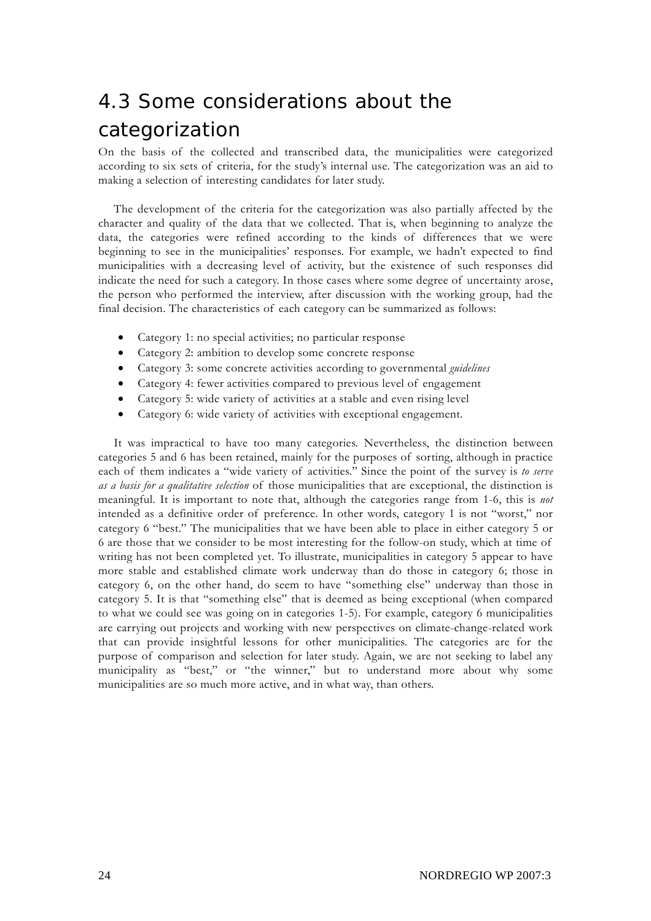## 4.3 Some considerations about the categorization

On the basis of the collected and transcribed data, the municipalities were categorized according to six sets of criteria, for the study's internal use. The categorization was an aid to making a selection of interesting candidates for later study.

The development of the criteria for the categorization was also partially affected by the character and quality of the data that we collected. That is, when beginning to analyze the data, the categories were refined according to the kinds of differences that we were beginning to see in the municipalities' responses. For example, we hadn't expected to find municipalities with a decreasing level of activity, but the existence of such responses did indicate the need for such a category. In those cases where some degree of uncertainty arose, the person who performed the interview, after discussion with the working group, had the final decision. The characteristics of each category can be summarized as follows:

- Category 1: no special activities; no particular response
- Category 2: ambition to develop some concrete response
- Category 3: some concrete activities according to governmental *guidelines*
- Category 4: fewer activities compared to previous level of engagement
- Category 5: wide variety of activities at a stable and even rising level
- Category 6: wide variety of activities with exceptional engagement.

It was impractical to have too many categories. Nevertheless, the distinction between categories 5 and 6 has been retained, mainly for the purposes of sorting, although in practice each of them indicates a "wide variety of activities." Since the point of the survey is *to serve as a basis for a qualitative selection* of those municipalities that are exceptional, the distinction is meaningful. It is important to note that, although the categories range from 1-6, this is *not* intended as a definitive order of preference. In other words, category 1 is not "worst," nor category 6 "best." The municipalities that we have been able to place in either category 5 or 6 are those that we consider to be most interesting for the follow-on study, which at time of writing has not been completed yet. To illustrate, municipalities in category 5 appear to have more stable and established climate work underway than do those in category 6; those in category 6, on the other hand, do seem to have "something else" underway than those in category 5. It is that "something else" that is deemed as being exceptional (when compared to what we could see was going on in categories 1-5). For example, category 6 municipalities are carrying out projects and working with new perspectives on climate-change-related work that can provide insightful lessons for other municipalities. The categories are for the purpose of comparison and selection for later study. Again, we are not seeking to label any municipality as "best," or "the winner," but to understand more about why some municipalities are so much more active, and in what way, than others.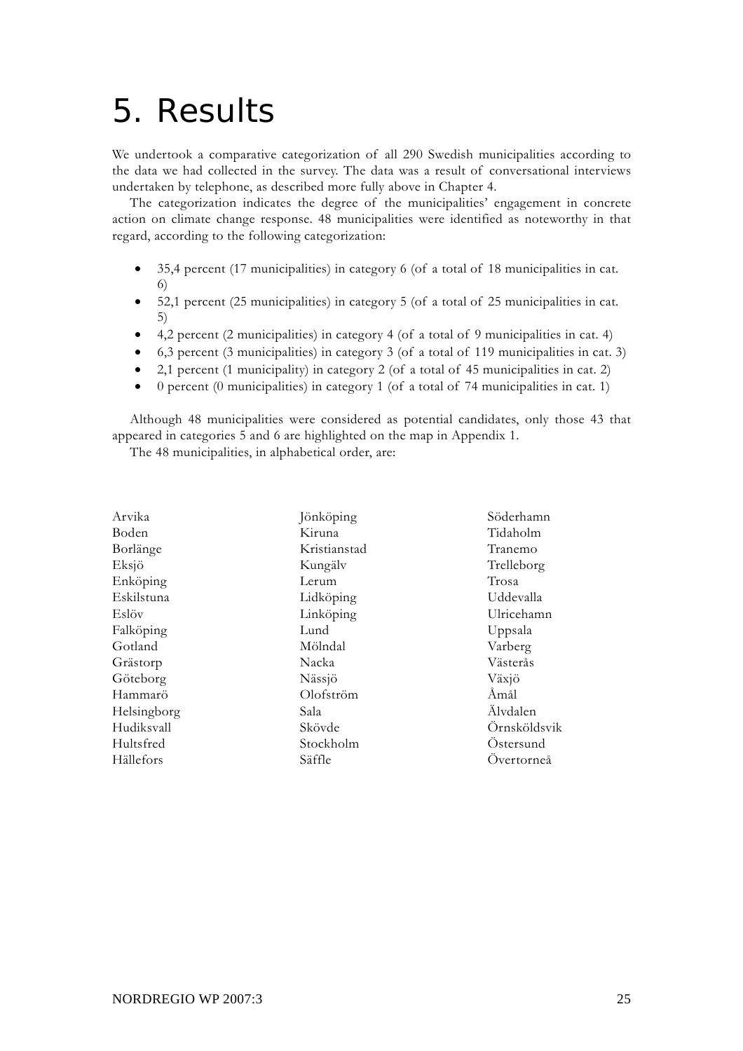# 5. Results

We undertook a comparative categorization of all 290 Swedish municipalities according to the data we had collected in the survey. The data was a result of conversational interviews undertaken by telephone, as described more fully above in Chapter 4.

The categorization indicates the degree of the municipalities' engagement in concrete action on climate change response. 48 municipalities were identified as noteworthy in that regard, according to the following categorization:

- 35,4 percent (17 municipalities) in category 6 (of a total of 18 municipalities in cat. 6)
- 52,1 percent (25 municipalities) in category 5 (of a total of 25 municipalities in cat. 5)
- 4,2 percent (2 municipalities) in category 4 (of a total of 9 municipalities in cat. 4)
- 6,3 percent (3 municipalities) in category 3 (of a total of 119 municipalities in cat. 3)
- 2,1 percent (1 municipality) in category 2 (of a total of 45 municipalities in cat. 2)
- 0 percent (0 municipalities) in category 1 (of a total of 74 municipalities in cat. 1)

Although 48 municipalities were considered as potential candidates, only those 43 that appeared in categories 5 and 6 are highlighted on the map in Appendix 1.

The 48 municipalities, in alphabetical order, are:

Arvika
Boden
Borlänge
Eksjö
Enköping
Eskilstuna
Eslöv
Falköping
Gotland
Grästorp
Göteborg
Hammarö
Helsingborg
Hudiksvall
Hultsfred
Hällefors
Jönköping
Kiruna
Kristianstad
Kungälv
Lerum
Lidköping
Linköping
Lund
Mölndal
Nacka
Nässjö
Olofström
Sala
Skövde
Stockholm
Säffle
Söderhamn
Tidaholm
Tranemo
Trelleborg
Trosa
Uddevalla
Ulricehamn
Uppsala
Varberg
Västerås
Växjö
Åmål
Älvdalen
Örnsköldsvik
Östersund
Övertorneå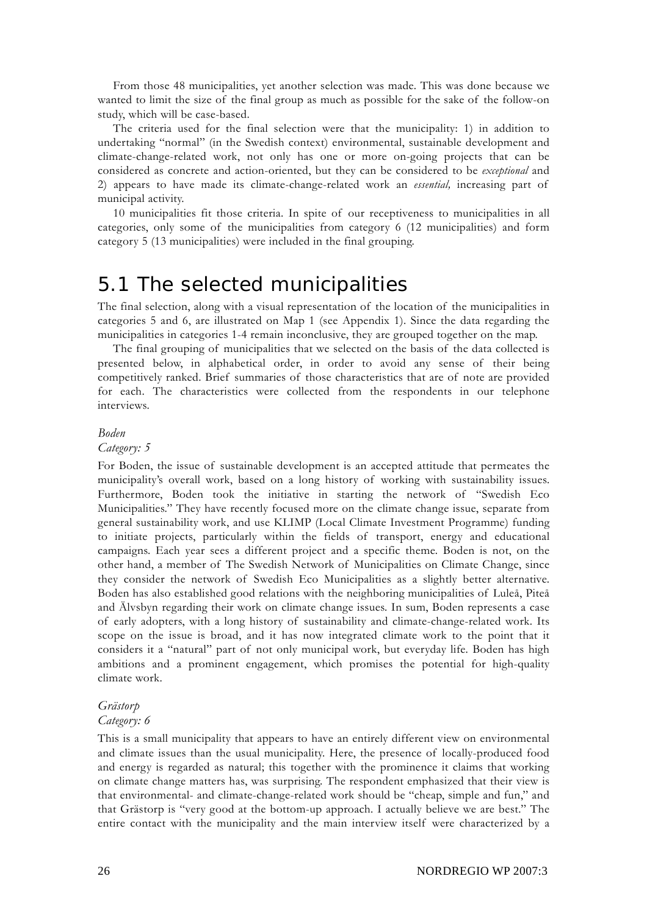From those 48 municipalities, yet another selection was made. This was done because we wanted to limit the size of the final group as much as possible for the sake of the follow-on study, which will be case-based.

The criteria used for the final selection were that the municipality: 1) in addition to undertaking "normal" (in the Swedish context) environmental, sustainable development and climate-change-related work, not only has one or more on-going projects that can be considered as concrete and action-oriented, but they can be considered to be *exceptional* and 2) appears to have made its climate-change-related work an *essential,* increasing part of municipal activity.

10 municipalities fit those criteria. In spite of our receptiveness to municipalities in all categories, only some of the municipalities from category 6 (12 municipalities) and form category 5 (13 municipalities) were included in the final grouping.

## 5.1 The selected municipalities

The final selection, along with a visual representation of the location of the municipalities in categories 5 and 6, are illustrated on Map 1 (see Appendix 1). Since the data regarding the municipalities in categories 1-4 remain inconclusive, they are grouped together on the map.

The final grouping of municipalities that we selected on the basis of the data collected is presented below, in alphabetical order, in order to avoid any sense of their being competitively ranked. Brief summaries of those characteristics that are of note are provided for each. The characteristics were collected from the respondents in our telephone interviews.

*Boden*
*Category: 5*

For Boden, the issue of sustainable development is an accepted attitude that permeates the municipality's overall work, based on a long history of working with sustainability issues. Furthermore, Boden took the initiative in starting the network of "Swedish Eco Municipalities." They have recently focused more on the climate change issue, separate from general sustainability work, and use KLIMP (Local Climate Investment Programme) funding to initiate projects, particularly within the fields of transport, energy and educational campaigns. Each year sees a different project and a specific theme. Boden is not, on the other hand, a member of The Swedish Network of Municipalities on Climate Change, since they consider the network of Swedish Eco Municipalities as a slightly better alternative. Boden has also established good relations with the neighboring municipalities of Luleå, Piteå and Älvsbyn regarding their work on climate change issues. In sum, Boden represents a case of early adopters, with a long history of sustainability and climate-change-related work. Its scope on the issue is broad, and it has now integrated climate work to the point that it considers it a "natural" part of not only municipal work, but everyday life. Boden has high ambitions and a prominent engagement, which promises the potential for high-quality climate work.

*Grästorp*
*Category: 6*

This is a small municipality that appears to have an entirely different view on environmental and climate issues than the usual municipality. Here, the presence of locally-produced food and energy is regarded as natural; this together with the prominence it claims that working on climate change matters has, was surprising. The respondent emphasized that their view is that environmental- and climate-change-related work should be "cheap, simple and fun," and that Grästorp is "very good at the bottom-up approach. I actually believe we are best." The entire contact with the municipality and the main interview itself were characterized by a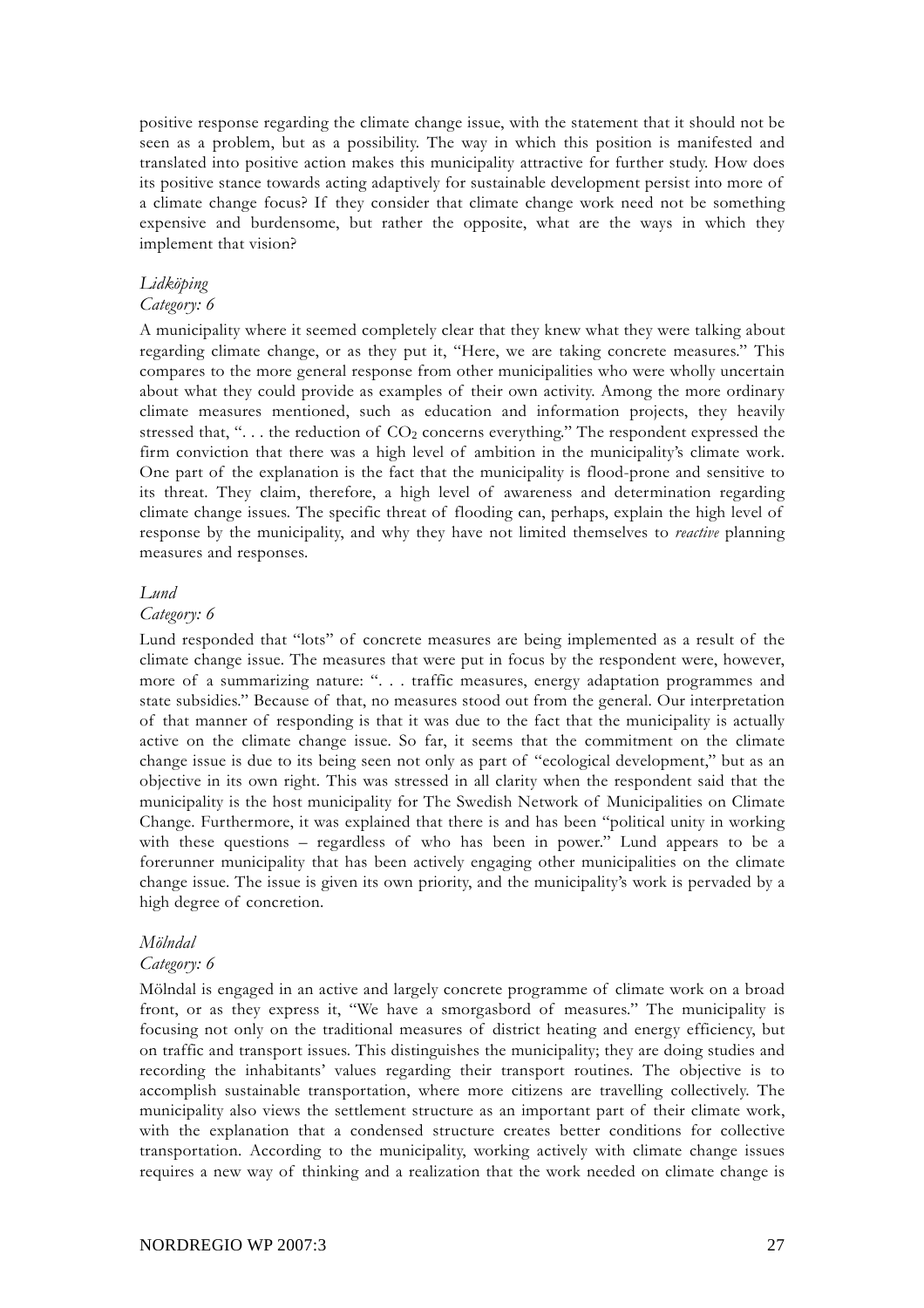positive response regarding the climate change issue, with the statement that it should not be seen as a problem, but as a possibility. The way in which this position is manifested and translated into positive action makes this municipality attractive for further study. How does its positive stance towards acting adaptively for sustainable development persist into more of a climate change focus? If they consider that climate change work need not be something expensive and burdensome, but rather the opposite, what are the ways in which they implement that vision?

*Lidköping*
*Category: 6*

A municipality where it seemed completely clear that they knew what they were talking about regarding climate change, or as they put it, "Here, we are taking concrete measures." This compares to the more general response from other municipalities who were wholly uncertain about what they could provide as examples of their own activity. Among the more ordinary climate measures mentioned, such as education and information projects, they heavily stressed that, ". . . the reduction of $CO_2$ concerns everything." The respondent expressed the firm conviction that there was a high level of ambition in the municipality's climate work. One part of the explanation is the fact that the municipality is flood-prone and sensitive to its threat. They claim, therefore, a high level of awareness and determination regarding climate change issues. The specific threat of flooding can, perhaps, explain the high level of response by the municipality, and why they have not limited themselves to *reactive* planning measures and responses.

*Lund*
*Category: 6*

Lund responded that "lots" of concrete measures are being implemented as a result of the climate change issue. The measures that were put in focus by the respondent were, however, more of a summarizing nature: ". . . traffic measures, energy adaptation programmes and state subsidies." Because of that, no measures stood out from the general. Our interpretation of that manner of responding is that it was due to the fact that the municipality is actually active on the climate change issue. So far, it seems that the commitment on the climate change issue is due to its being seen not only as part of "ecological development," but as an objective in its own right. This was stressed in all clarity when the respondent said that the municipality is the host municipality for The Swedish Network of Municipalities on Climate Change. Furthermore, it was explained that there is and has been "political unity in working with these questions – regardless of who has been in power." Lund appears to be a forerunner municipality that has been actively engaging other municipalities on the climate change issue. The issue is given its own priority, and the municipality's work is pervaded by a high degree of concretion.

*Mölndal*
*Category: 6*

Mölndal is engaged in an active and largely concrete programme of climate work on a broad front, or as they express it, "We have a smorgasbord of measures." The municipality is focusing not only on the traditional measures of district heating and energy efficiency, but on traffic and transport issues. This distinguishes the municipality; they are doing studies and recording the inhabitants' values regarding their transport routines. The objective is to accomplish sustainable transportation, where more citizens are travelling collectively. The municipality also views the settlement structure as an important part of their climate work, with the explanation that a condensed structure creates better conditions for collective transportation. According to the municipality, working actively with climate change issues requires a new way of thinking and a realization that the work needed on climate change is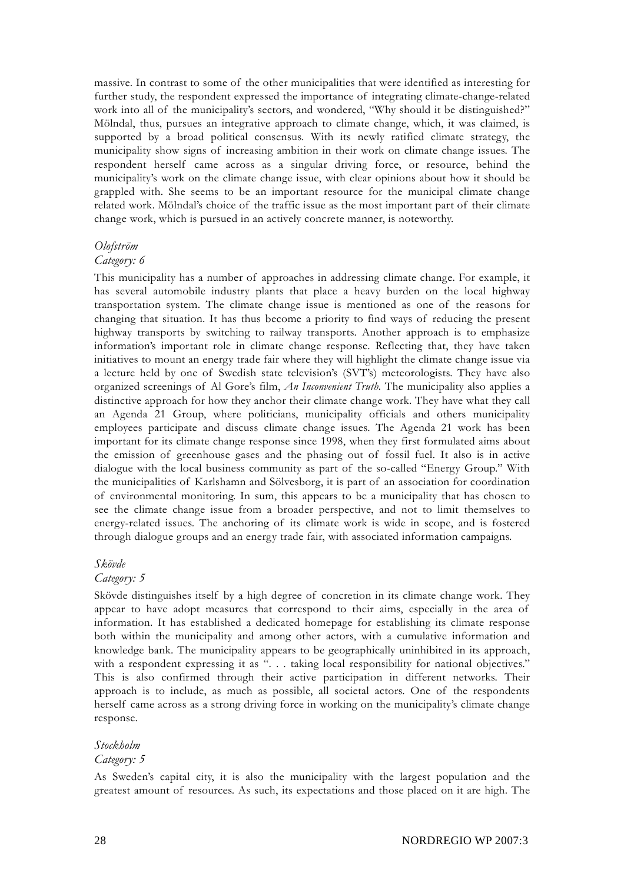massive. In contrast to some of the other municipalities that were identified as interesting for further study, the respondent expressed the importance of integrating climate-change-related work into all of the municipality's sectors, and wondered, "Why should it be distinguished?" Mölndal, thus, pursues an integrative approach to climate change, which, it was claimed, is supported by a broad political consensus. With its newly ratified climate strategy, the municipality show signs of increasing ambition in their work on climate change issues. The respondent herself came across as a singular driving force, or resource, behind the municipality's work on the climate change issue, with clear opinions about how it should be grappled with. She seems to be an important resource for the municipal climate change related work. Mölndal's choice of the traffic issue as the most important part of their climate change work, which is pursued in an actively concrete manner, is noteworthy.

*Olofström*
*Category: 6*

This municipality has a number of approaches in addressing climate change. For example, it has several automobile industry plants that place a heavy burden on the local highway transportation system. The climate change issue is mentioned as one of the reasons for changing that situation. It has thus become a priority to find ways of reducing the present highway transports by switching to railway transports. Another approach is to emphasize information's important role in climate change response. Reflecting that, they have taken initiatives to mount an energy trade fair where they will highlight the climate change issue via a lecture held by one of Swedish state television's (SVT's) meteorologists. They have also organized screenings of Al Gore's film, *An Inconvenient Truth*. The municipality also applies a distinctive approach for how they anchor their climate change work. They have what they call an Agenda 21 Group, where politicians, municipality officials and others municipality employees participate and discuss climate change issues. The Agenda 21 work has been important for its climate change response since 1998, when they first formulated aims about the emission of greenhouse gases and the phasing out of fossil fuel. It also is in active dialogue with the local business community as part of the so-called "Energy Group." With the municipalities of Karlshamn and Sölvesborg, it is part of an association for coordination of environmental monitoring. In sum, this appears to be a municipality that has chosen to see the climate change issue from a broader perspective, and not to limit themselves to energy-related issues. The anchoring of its climate work is wide in scope, and is fostered through dialogue groups and an energy trade fair, with associated information campaigns.

*Skövde*
*Category: 5*

Skövde distinguishes itself by a high degree of concretion in its climate change work. They appear to have adopt measures that correspond to their aims, especially in the area of information. It has established a dedicated homepage for establishing its climate response both within the municipality and among other actors, with a cumulative information and knowledge bank. The municipality appears to be geographically uninhibited in its approach, with a respondent expressing it as ". . . taking local responsibility for national objectives." This is also confirmed through their active participation in different networks. Their approach is to include, as much as possible, all societal actors. One of the respondents herself came across as a strong driving force in working on the municipality's climate change response.

*Stockholm*
*Category: 5*

As Sweden's capital city, it is also the municipality with the largest population and the greatest amount of resources. As such, its expectations and those placed on it are high. The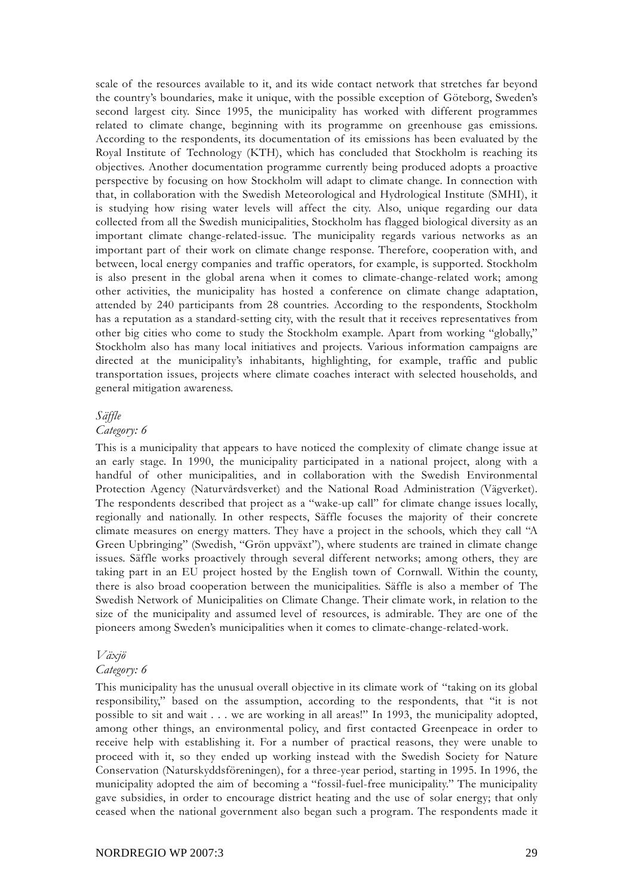scale of the resources available to it, and its wide contact network that stretches far beyond the country's boundaries, make it unique, with the possible exception of Göteborg, Sweden's second largest city. Since 1995, the municipality has worked with different programmes related to climate change, beginning with its programme on greenhouse gas emissions. According to the respondents, its documentation of its emissions has been evaluated by the Royal Institute of Technology (KTH), which has concluded that Stockholm is reaching its objectives. Another documentation programme currently being produced adopts a proactive perspective by focusing on how Stockholm will adapt to climate change. In connection with that, in collaboration with the Swedish Meteorological and Hydrological Institute (SMHI), it is studying how rising water levels will affect the city. Also, unique regarding our data collected from all the Swedish municipalities, Stockholm has flagged biological diversity as an important climate change-related-issue. The municipality regards various networks as an important part of their work on climate change response. Therefore, cooperation with, and between, local energy companies and traffic operators, for example, is supported. Stockholm is also present in the global arena when it comes to climate-change-related work; among other activities, the municipality has hosted a conference on climate change adaptation, attended by 240 participants from 28 countries. According to the respondents, Stockholm has a reputation as a standard-setting city, with the result that it receives representatives from other big cities who come to study the Stockholm example. Apart from working "globally," Stockholm also has many local initiatives and projects. Various information campaigns are directed at the municipality's inhabitants, highlighting, for example, traffic and public transportation issues, projects where climate coaches interact with selected households, and general mitigation awareness.

*Säffle*

*Category: 6*

This is a municipality that appears to have noticed the complexity of climate change issue at an early stage. In 1990, the municipality participated in a national project, along with a handful of other municipalities, and in collaboration with the Swedish Environmental Protection Agency (Naturvårdsverket) and the National Road Administration (Vägverket). The respondents described that project as a "wake-up call" for climate change issues locally, regionally and nationally. In other respects, Säffle focuses the majority of their concrete climate measures on energy matters. They have a project in the schools, which they call "A Green Upbringing" (Swedish, "Grön uppväxt"), where students are trained in climate change issues. Säffle works proactively through several different networks; among others, they are taking part in an EU project hosted by the English town of Cornwall. Within the county, there is also broad cooperation between the municipalities. Säffle is also a member of The Swedish Network of Municipalities on Climate Change. Their climate work, in relation to the size of the municipality and assumed level of resources, is admirable. They are one of the pioneers among Sweden's municipalities when it comes to climate-change-related-work.

*Växjö*

*Category: 6*

This municipality has the unusual overall objective in its climate work of "taking on its global responsibility," based on the assumption, according to the respondents, that "it is not possible to sit and wait . . . we are working in all areas!" In 1993, the municipality adopted, among other things, an environmental policy, and first contacted Greenpeace in order to receive help with establishing it. For a number of practical reasons, they were unable to proceed with it, so they ended up working instead with the Swedish Society for Nature Conservation (Naturskyddsföreningen), for a three-year period, starting in 1995. In 1996, the municipality adopted the aim of becoming a "fossil-fuel-free municipality." The municipality gave subsidies, in order to encourage district heating and the use of solar energy; that only ceased when the national government also began such a program. The respondents made it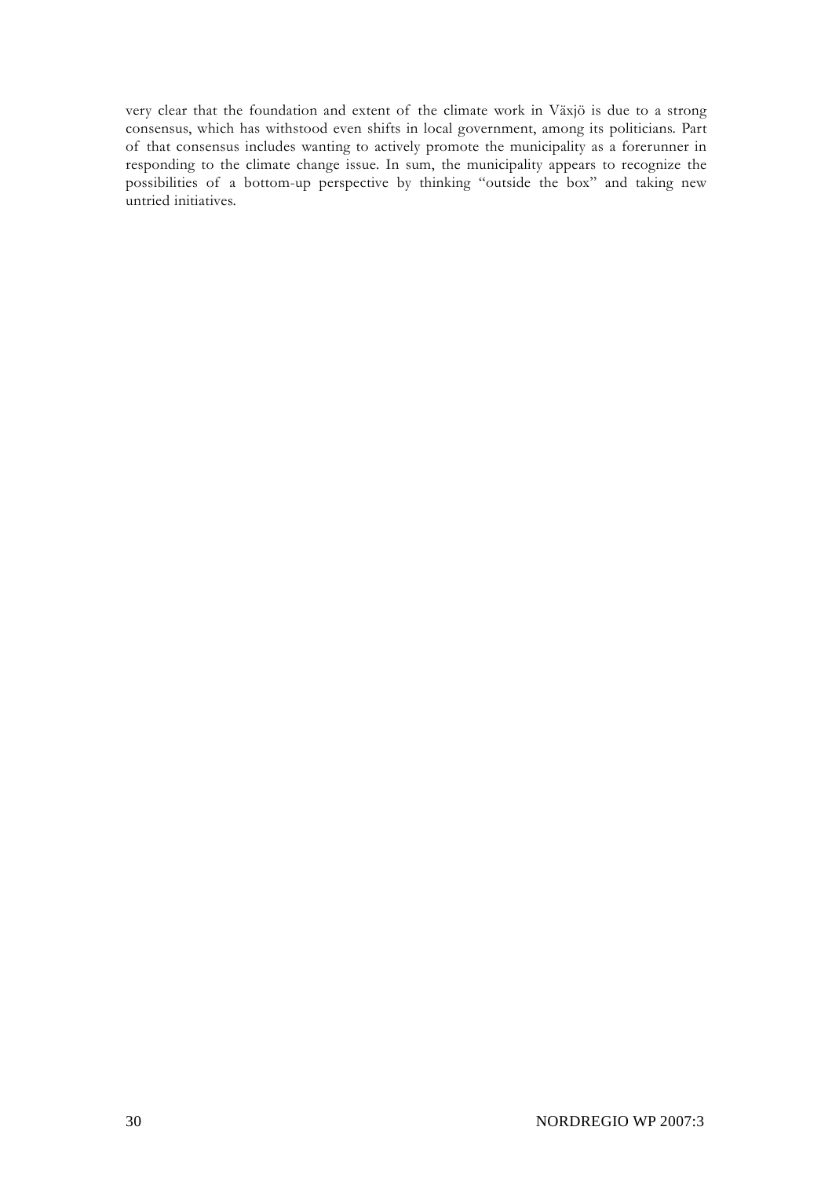very clear that the foundation and extent of the climate work in Växjö is due to a strong consensus, which has withstood even shifts in local government, among its politicians. Part of that consensus includes wanting to actively promote the municipality as a forerunner in responding to the climate change issue. In sum, the municipality appears to recognize the possibilities of a bottom-up perspective by thinking "outside the box" and taking new untried initiatives.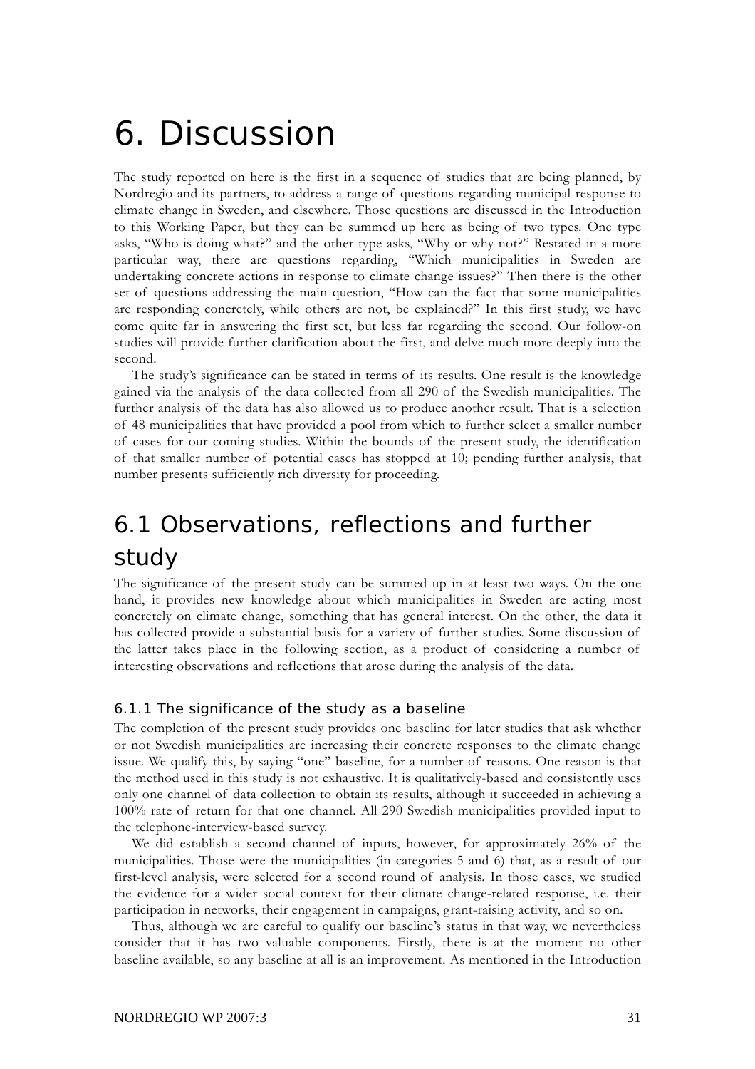# 6. Discussion

The study reported on here is the first in a sequence of studies that are being planned, by Nordregio and its partners, to address a range of questions regarding municipal response to climate change in Sweden, and elsewhere. Those questions are discussed in the Introduction to this Working Paper, but they can be summed up here as being of two types. One type asks, "Who is doing what?" and the other type asks, "Why or why not?" Restated in a more particular way, there are questions regarding, "Which municipalities in Sweden are undertaking concrete actions in response to climate change issues?" Then there is the other set of questions addressing the main question, "How can the fact that some municipalities are responding concretely, while others are not, be explained?" In this first study, we have come quite far in answering the first set, but less far regarding the second. Our follow-on studies will provide further clarification about the first, and delve much more deeply into the second.

The study's significance can be stated in terms of its results. One result is the knowledge gained via the analysis of the data collected from all 290 of the Swedish municipalities. The further analysis of the data has also allowed us to produce another result. That is a selection of 48 municipalities that have provided a pool from which to further select a smaller number of cases for our coming studies. Within the bounds of the present study, the identification of that smaller number of potential cases has stopped at 10; pending further analysis, that number presents sufficiently rich diversity for proceeding.

## 6.1 Observations, reflections and further study

The significance of the present study can be summed up in at least two ways. On the one hand, it provides new knowledge about which municipalities in Sweden are acting most concretely on climate change, something that has general interest. On the other, the data it has collected provide a substantial basis for a variety of further studies. Some discussion of the latter takes place in the following section, as a product of considering a number of interesting observations and reflections that arose during the analysis of the data.

### 6.1.1 The significance of the study as a baseline

The completion of the present study provides one baseline for later studies that ask whether or not Swedish municipalities are increasing their concrete responses to the climate change issue. We qualify this, by saying "one" baseline, for a number of reasons. One reason is that the method used in this study is not exhaustive. It is qualitatively-based and consistently uses only one channel of data collection to obtain its results, although it succeeded in achieving a 100% rate of return for that one channel. All 290 Swedish municipalities provided input to the telephone-interview-based survey.

We did establish a second channel of inputs, however, for approximately 26% of the municipalities. Those were the municipalities (in categories 5 and 6) that, as a result of our first-level analysis, were selected for a second round of analysis. In those cases, we studied the evidence for a wider social context for their climate change-related response, i.e. their participation in networks, their engagement in campaigns, grant-raising activity, and so on.

Thus, although we are careful to qualify our baseline's status in that way, we nevertheless consider that it has two valuable components. Firstly, there is at the moment no other baseline available, so any baseline at all is an improvement. As mentioned in the Introduction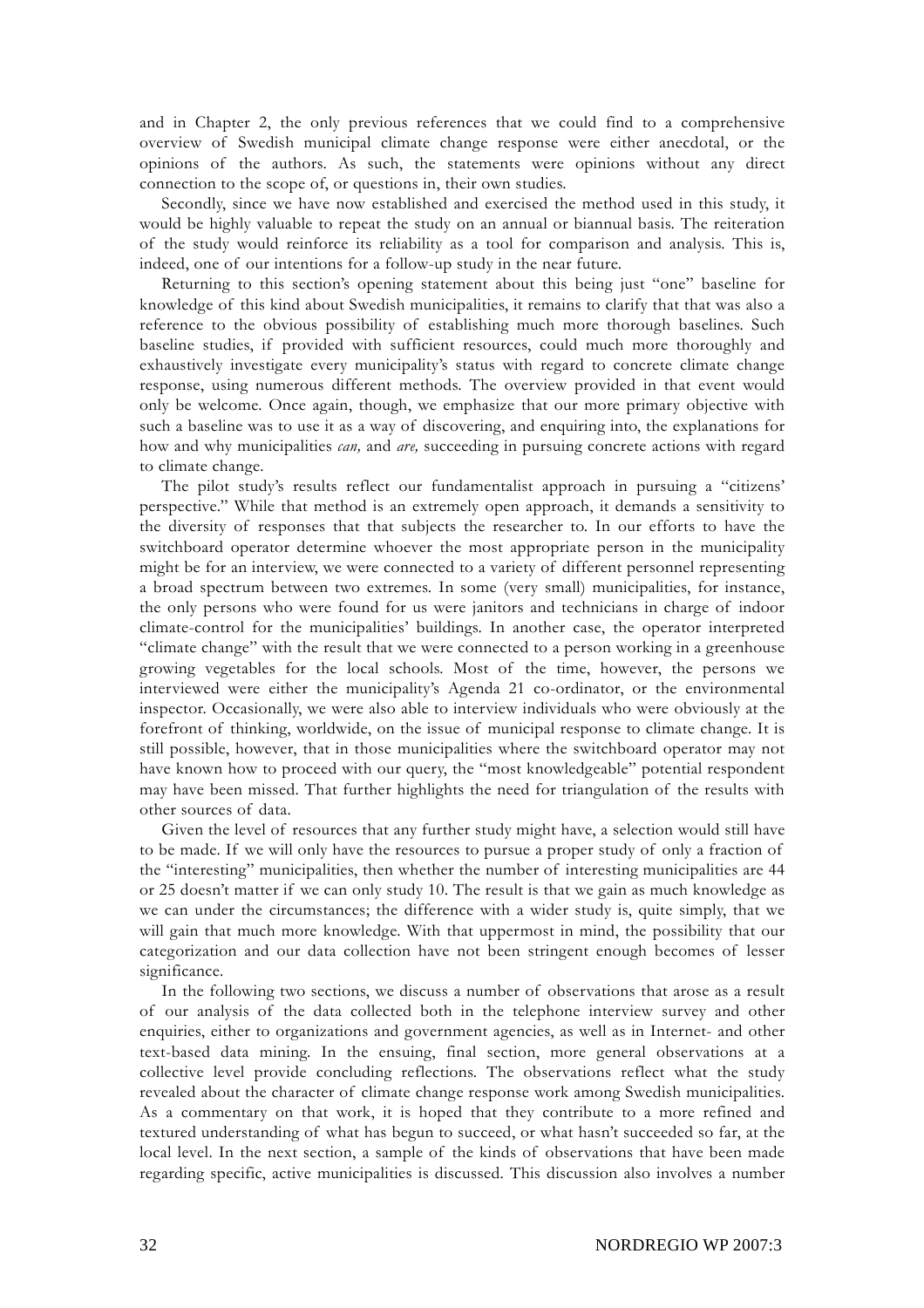and in Chapter 2, the only previous references that we could find to a comprehensive overview of Swedish municipal climate change response were either anecdotal, or the opinions of the authors. As such, the statements were opinions without any direct connection to the scope of, or questions in, their own studies.

Secondly, since we have now established and exercised the method used in this study, it would be highly valuable to repeat the study on an annual or biannual basis. The reiteration of the study would reinforce its reliability as a tool for comparison and analysis. This is, indeed, one of our intentions for a follow-up study in the near future.

Returning to this section's opening statement about this being just "one" baseline for knowledge of this kind about Swedish municipalities, it remains to clarify that that was also a reference to the obvious possibility of establishing much more thorough baselines. Such baseline studies, if provided with sufficient resources, could much more thoroughly and exhaustively investigate every municipality's status with regard to concrete climate change response, using numerous different methods. The overview provided in that event would only be welcome. Once again, though, we emphasize that our more primary objective with such a baseline was to use it as a way of discovering, and enquiring into, the explanations for how and why municipalities *can,* and *are,* succeeding in pursuing concrete actions with regard to climate change.

The pilot study's results reflect our fundamentalist approach in pursuing a "citizens' perspective." While that method is an extremely open approach, it demands a sensitivity to the diversity of responses that that subjects the researcher to. In our efforts to have the switchboard operator determine whoever the most appropriate person in the municipality might be for an interview, we were connected to a variety of different personnel representing a broad spectrum between two extremes. In some (very small) municipalities, for instance, the only persons who were found for us were janitors and technicians in charge of indoor climate-control for the municipalities' buildings. In another case, the operator interpreted "climate change" with the result that we were connected to a person working in a greenhouse growing vegetables for the local schools. Most of the time, however, the persons we interviewed were either the municipality's Agenda 21 co-ordinator, or the environmental inspector. Occasionally, we were also able to interview individuals who were obviously at the forefront of thinking, worldwide, on the issue of municipal response to climate change. It is still possible, however, that in those municipalities where the switchboard operator may not have known how to proceed with our query, the "most knowledgeable" potential respondent may have been missed. That further highlights the need for triangulation of the results with other sources of data.

Given the level of resources that any further study might have, a selection would still have to be made. If we will only have the resources to pursue a proper study of only a fraction of the "interesting" municipalities, then whether the number of interesting municipalities are 44 or 25 doesn't matter if we can only study 10. The result is that we gain as much knowledge as we can under the circumstances; the difference with a wider study is, quite simply, that we will gain that much more knowledge. With that uppermost in mind, the possibility that our categorization and our data collection have not been stringent enough becomes of lesser significance.

In the following two sections, we discuss a number of observations that arose as a result of our analysis of the data collected both in the telephone interview survey and other enquiries, either to organizations and government agencies, as well as in Internet- and other text-based data mining. In the ensuing, final section, more general observations at a collective level provide concluding reflections. The observations reflect what the study revealed about the character of climate change response work among Swedish municipalities. As a commentary on that work, it is hoped that they contribute to a more refined and textured understanding of what has begun to succeed, or what hasn't succeeded so far, at the local level. In the next section, a sample of the kinds of observations that have been made regarding specific, active municipalities is discussed. This discussion also involves a number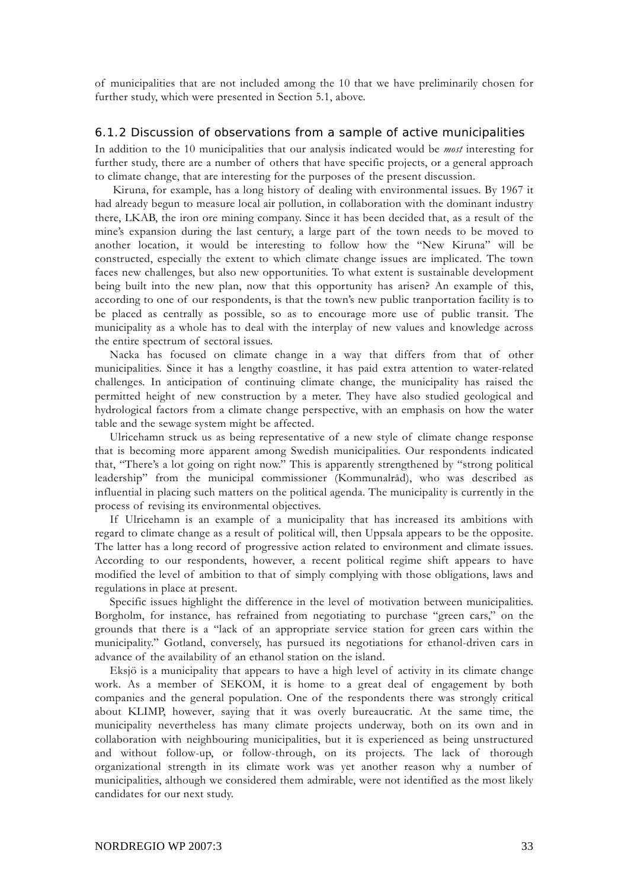of municipalities that are not included among the 10 that we have preliminarily chosen for further study, which were presented in Section 5.1, above.

### 6.1.2 Discussion of observations from a sample of active municipalities

In addition to the 10 municipalities that our analysis indicated would be *most* interesting for further study, there are a number of others that have specific projects, or a general approach to climate change, that are interesting for the purposes of the present discussion.

Kiruna, for example, has a long history of dealing with environmental issues. By 1967 it had already begun to measure local air pollution, in collaboration with the dominant industry there, LKAB, the iron ore mining company. Since it has been decided that, as a result of the mine's expansion during the last century, a large part of the town needs to be moved to another location, it would be interesting to follow how the "New Kiruna" will be constructed, especially the extent to which climate change issues are implicated. The town faces new challenges, but also new opportunities. To what extent is sustainable development being built into the new plan, now that this opportunity has arisen? An example of this, according to one of our respondents, is that the town's new public tranportation facility is to be placed as centrally as possible, so as to encourage more use of public transit. The municipality as a whole has to deal with the interplay of new values and knowledge across the entire spectrum of sectoral issues.

Nacka has focused on climate change in a way that differs from that of other municipalities. Since it has a lengthy coastline, it has paid extra attention to water-related challenges. In anticipation of continuing climate change, the municipality has raised the permitted height of new construction by a meter. They have also studied geological and hydrological factors from a climate change perspective, with an emphasis on how the water table and the sewage system might be affected.

Ulricehamn struck us as being representative of a new style of climate change response that is becoming more apparent among Swedish municipalities. Our respondents indicated that, "There's a lot going on right now." This is apparently strengthened by "strong political leadership" from the municipal commissioner (Kommunalråd), who was described as influential in placing such matters on the political agenda. The municipality is currently in the process of revising its environmental objectives.

If Ulricehamn is an example of a municipality that has increased its ambitions with regard to climate change as a result of political will, then Uppsala appears to be the opposite. The latter has a long record of progressive action related to environment and climate issues. According to our respondents, however, a recent political regime shift appears to have modified the level of ambition to that of simply complying with those obligations, laws and regulations in place at present.

Specific issues highlight the difference in the level of motivation between municipalities. Borgholm, for instance, has refrained from negotiating to purchase "green cars," on the grounds that there is a "lack of an appropriate service station for green cars within the municipality." Gotland, conversely, has pursued its negotiations for ethanol-driven cars in advance of the availability of an ethanol station on the island.

Eksjö is a municipality that appears to have a high level of activity in its climate change work. As a member of SEKOM, it is home to a great deal of engagement by both companies and the general population. One of the respondents there was strongly critical about KLIMP, however, saying that it was overly bureaucratic. At the same time, the municipality nevertheless has many climate projects underway, both on its own and in collaboration with neighbouring municipalities, but it is experienced as being unstructured and without follow-up, or follow-through, on its projects. The lack of thorough organizational strength in its climate work was yet another reason why a number of municipalities, although we considered them admirable, were not identified as the most likely candidates for our next study.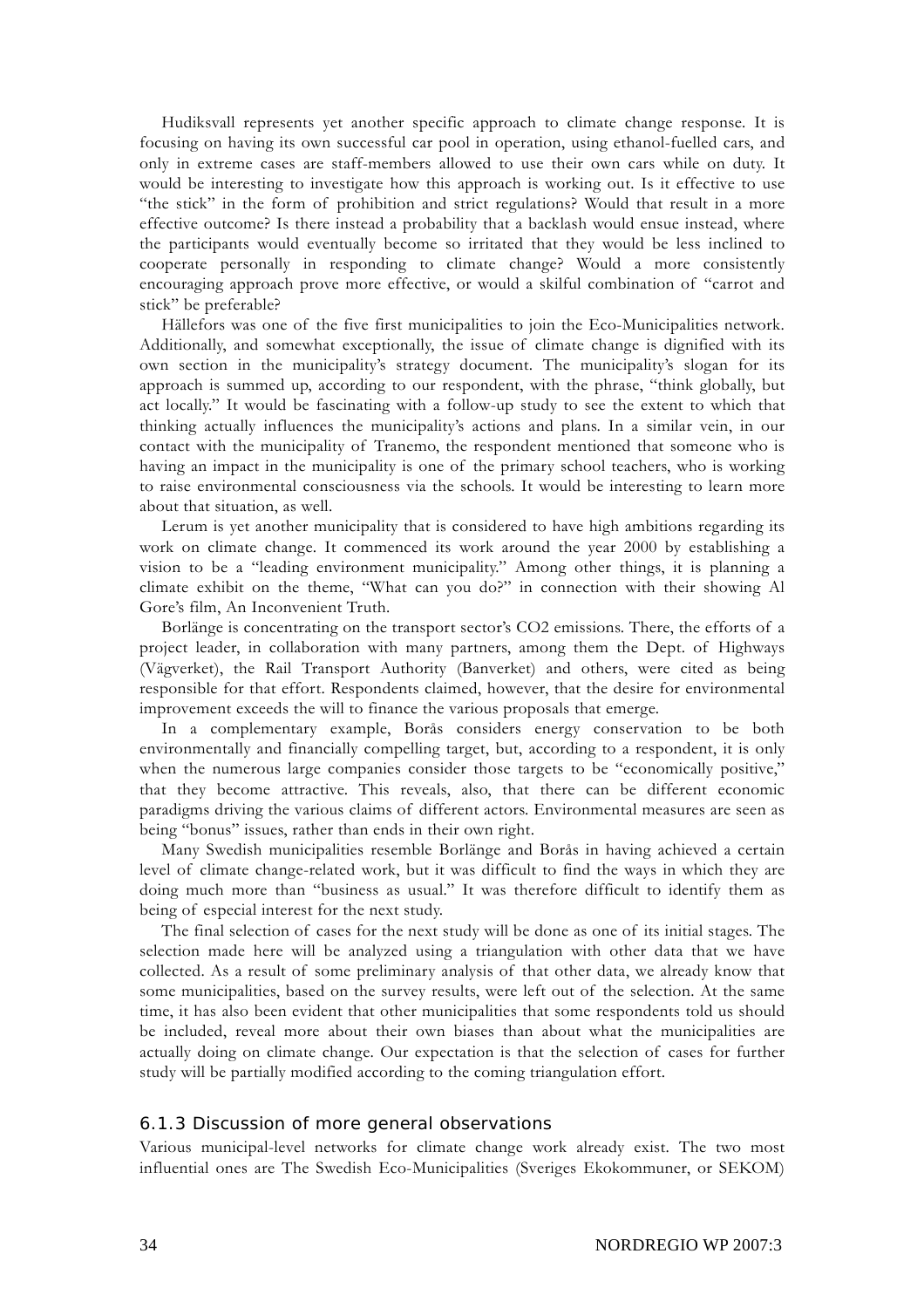Hudiksvall represents yet another specific approach to climate change response. It is focusing on having its own successful car pool in operation, using ethanol-fuelled cars, and only in extreme cases are staff-members allowed to use their own cars while on duty. It would be interesting to investigate how this approach is working out. Is it effective to use "the stick" in the form of prohibition and strict regulations? Would that result in a more effective outcome? Is there instead a probability that a backlash would ensue instead, where the participants would eventually become so irritated that they would be less inclined to cooperate personally in responding to climate change? Would a more consistently encouraging approach prove more effective, or would a skilful combination of "carrot and stick" be preferable?

Hällefors was one of the five first municipalities to join the Eco-Municipalities network. Additionally, and somewhat exceptionally, the issue of climate change is dignified with its own section in the municipality's strategy document. The municipality's slogan for its approach is summed up, according to our respondent, with the phrase, "think globally, but act locally." It would be fascinating with a follow-up study to see the extent to which that thinking actually influences the municipality's actions and plans. In a similar vein, in our contact with the municipality of Tranemo, the respondent mentioned that someone who is having an impact in the municipality is one of the primary school teachers, who is working to raise environmental consciousness via the schools. It would be interesting to learn more about that situation, as well.

Lerum is yet another municipality that is considered to have high ambitions regarding its work on climate change. It commenced its work around the year 2000 by establishing a vision to be a "leading environment municipality." Among other things, it is planning a climate exhibit on the theme, "What can you do?" in connection with their showing Al Gore's film, An Inconvenient Truth.

Borlänge is concentrating on the transport sector's CO2 emissions. There, the efforts of a project leader, in collaboration with many partners, among them the Dept. of Highways (Vägverket), the Rail Transport Authority (Banverket) and others, were cited as being responsible for that effort. Respondents claimed, however, that the desire for environmental improvement exceeds the will to finance the various proposals that emerge.

In a complementary example, Borås considers energy conservation to be both environmentally and financially compelling target, but, according to a respondent, it is only when the numerous large companies consider those targets to be "economically positive," that they become attractive. This reveals, also, that there can be different economic paradigms driving the various claims of different actors. Environmental measures are seen as being "bonus" issues, rather than ends in their own right.

Many Swedish municipalities resemble Borlänge and Borås in having achieved a certain level of climate change-related work, but it was difficult to find the ways in which they are doing much more than "business as usual." It was therefore difficult to identify them as being of especial interest for the next study.

The final selection of cases for the next study will be done as one of its initial stages. The selection made here will be analyzed using a triangulation with other data that we have collected. As a result of some preliminary analysis of that other data, we already know that some municipalities, based on the survey results, were left out of the selection. At the same time, it has also been evident that other municipalities that some respondents told us should be included, reveal more about their own biases than about what the municipalities are actually doing on climate change. Our expectation is that the selection of cases for further study will be partially modified according to the coming triangulation effort.

### 6.1.3 Discussion of more general observations

Various municipal-level networks for climate change work already exist. The two most influential ones are The Swedish Eco-Municipalities (Sveriges Ekokommuner, or SEKOM)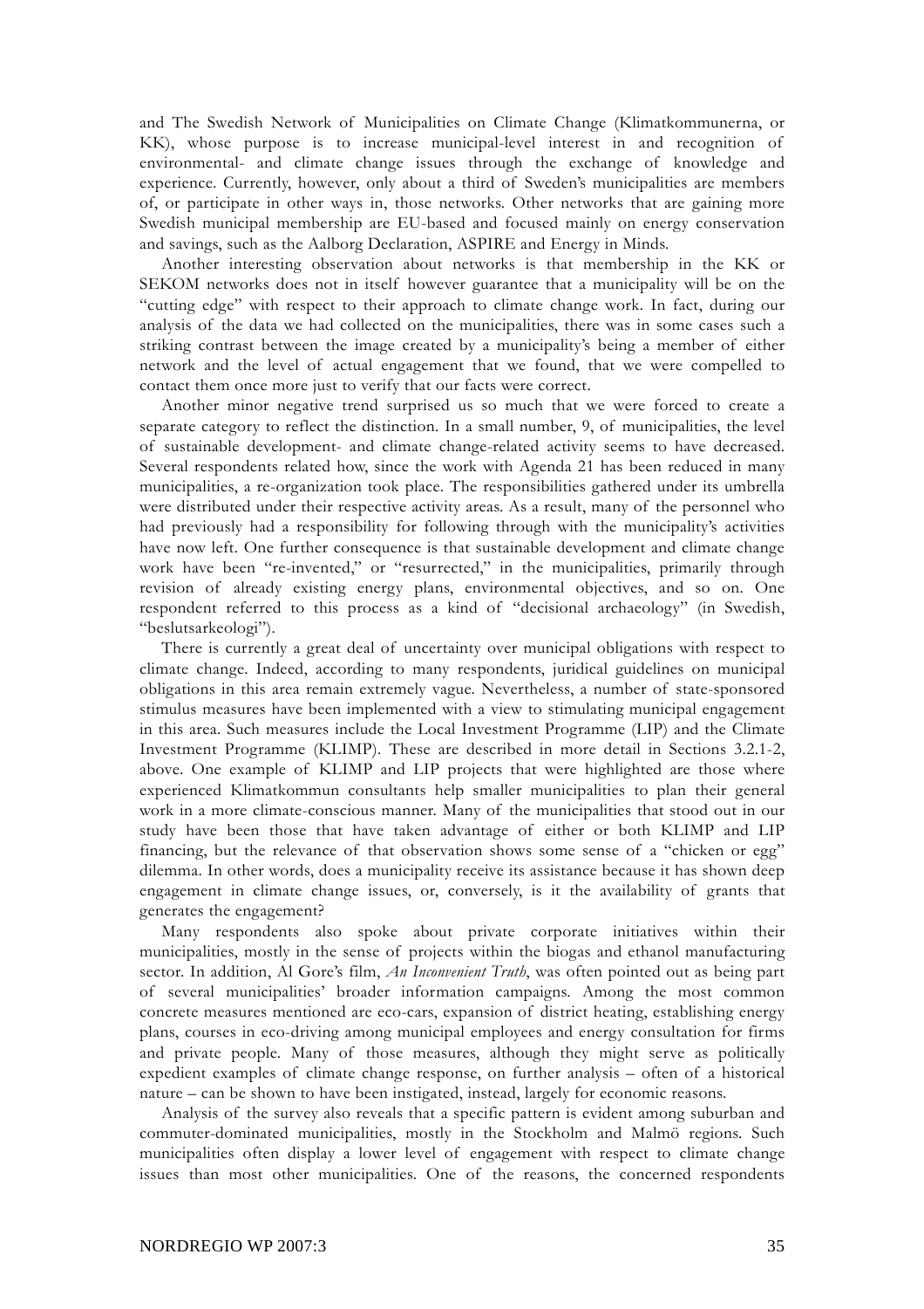and The Swedish Network of Municipalities on Climate Change (Klimatkommunerna, or KK), whose purpose is to increase municipal-level interest in and recognition of environmental- and climate change issues through the exchange of knowledge and experience. Currently, however, only about a third of Sweden's municipalities are members of, or participate in other ways in, those networks. Other networks that are gaining more Swedish municipal membership are EU-based and focused mainly on energy conservation and savings, such as the Aalborg Declaration, ASPIRE and Energy in Minds.

Another interesting observation about networks is that membership in the KK or SEKOM networks does not in itself however guarantee that a municipality will be on the "cutting edge" with respect to their approach to climate change work. In fact, during our analysis of the data we had collected on the municipalities, there was in some cases such a striking contrast between the image created by a municipality's being a member of either network and the level of actual engagement that we found, that we were compelled to contact them once more just to verify that our facts were correct.

Another minor negative trend surprised us so much that we were forced to create a separate category to reflect the distinction. In a small number, 9, of municipalities, the level of sustainable development- and climate change-related activity seems to have decreased. Several respondents related how, since the work with Agenda 21 has been reduced in many municipalities, a re-organization took place. The responsibilities gathered under its umbrella were distributed under their respective activity areas. As a result, many of the personnel who had previously had a responsibility for following through with the municipality's activities have now left. One further consequence is that sustainable development and climate change work have been "re-invented," or "resurrected," in the municipalities, primarily through revision of already existing energy plans, environmental objectives, and so on. One respondent referred to this process as a kind of "decisional archaeology" (in Swedish, "beslutsarkeologi").

There is currently a great deal of uncertainty over municipal obligations with respect to climate change. Indeed, according to many respondents, juridical guidelines on municipal obligations in this area remain extremely vague. Nevertheless, a number of state-sponsored stimulus measures have been implemented with a view to stimulating municipal engagement in this area. Such measures include the Local Investment Programme (LIP) and the Climate Investment Programme (KLIMP). These are described in more detail in Sections 3.2.1-2, above. One example of KLIMP and LIP projects that were highlighted are those where experienced Klimatkommun consultants help smaller municipalities to plan their general work in a more climate-conscious manner. Many of the municipalities that stood out in our study have been those that have taken advantage of either or both KLIMP and LIP financing, but the relevance of that observation shows some sense of a "chicken or egg" dilemma. In other words, does a municipality receive its assistance because it has shown deep engagement in climate change issues, or, conversely, is it the availability of grants that generates the engagement?

Many respondents also spoke about private corporate initiatives within their municipalities, mostly in the sense of projects within the biogas and ethanol manufacturing sector. In addition, Al Gore's film, *An Inconvenient Truth*, was often pointed out as being part of several municipalities' broader information campaigns. Among the most common concrete measures mentioned are eco-cars, expansion of district heating, establishing energy plans, courses in eco-driving among municipal employees and energy consultation for firms and private people. Many of those measures, although they might serve as politically expedient examples of climate change response, on further analysis – often of a historical nature – can be shown to have been instigated, instead, largely for economic reasons.

Analysis of the survey also reveals that a specific pattern is evident among suburban and commuter-dominated municipalities, mostly in the Stockholm and Malmö regions. Such municipalities often display a lower level of engagement with respect to climate change issues than most other municipalities. One of the reasons, the concerned respondents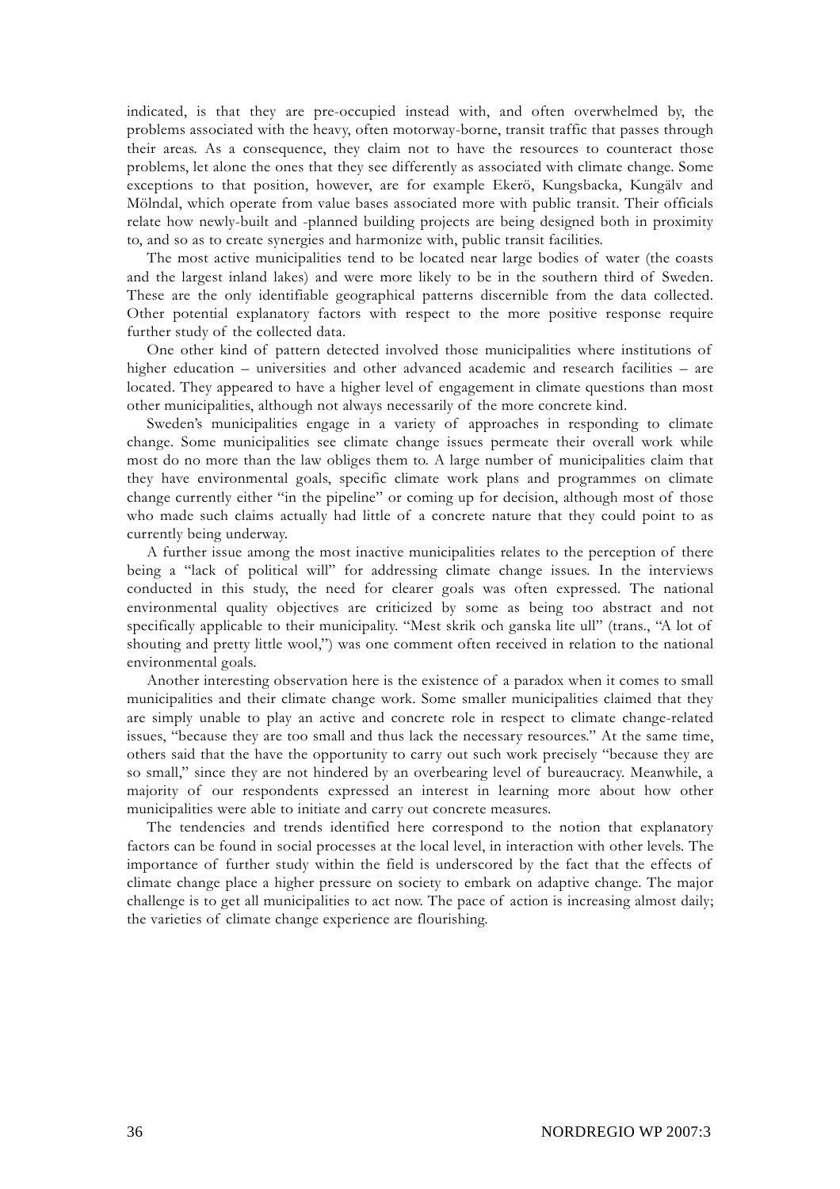indicated, is that they are pre-occupied instead with, and often overwhelmed by, the problems associated with the heavy, often motorway-borne, transit traffic that passes through their areas. As a consequence, they claim not to have the resources to counteract those problems, let alone the ones that they see differently as associated with climate change. Some exceptions to that position, however, are for example Ekerö, Kungsbacka, Kungälv and Mölndal, which operate from value bases associated more with public transit. Their officials relate how newly-built and -planned building projects are being designed both in proximity to, and so as to create synergies and harmonize with, public transit facilities.

The most active municipalities tend to be located near large bodies of water (the coasts and the largest inland lakes) and were more likely to be in the southern third of Sweden. These are the only identifiable geographical patterns discernible from the data collected. Other potential explanatory factors with respect to the more positive response require further study of the collected data.

One other kind of pattern detected involved those municipalities where institutions of higher education – universities and other advanced academic and research facilities – are located. They appeared to have a higher level of engagement in climate questions than most other municipalities, although not always necessarily of the more concrete kind.

Sweden's municipalities engage in a variety of approaches in responding to climate change. Some municipalities see climate change issues permeate their overall work while most do no more than the law obliges them to. A large number of municipalities claim that they have environmental goals, specific climate work plans and programmes on climate change currently either "in the pipeline" or coming up for decision, although most of those who made such claims actually had little of a concrete nature that they could point to as currently being underway.

A further issue among the most inactive municipalities relates to the perception of there being a "lack of political will" for addressing climate change issues. In the interviews conducted in this study, the need for clearer goals was often expressed. The national environmental quality objectives are criticized by some as being too abstract and not specifically applicable to their municipality. "Mest skrik och ganska lite ull" (trans., "A lot of shouting and pretty little wool,") was one comment often received in relation to the national environmental goals.

Another interesting observation here is the existence of a paradox when it comes to small municipalities and their climate change work. Some smaller municipalities claimed that they are simply unable to play an active and concrete role in respect to climate change-related issues, "because they are too small and thus lack the necessary resources." At the same time, others said that the have the opportunity to carry out such work precisely "because they are so small," since they are not hindered by an overbearing level of bureaucracy. Meanwhile, a majority of our respondents expressed an interest in learning more about how other municipalities were able to initiate and carry out concrete measures.

The tendencies and trends identified here correspond to the notion that explanatory factors can be found in social processes at the local level, in interaction with other levels. The importance of further study within the field is underscored by the fact that the effects of climate change place a higher pressure on society to embark on adaptive change. The major challenge is to get all municipalities to act now. The pace of action is increasing almost daily; the varieties of climate change experience are flourishing.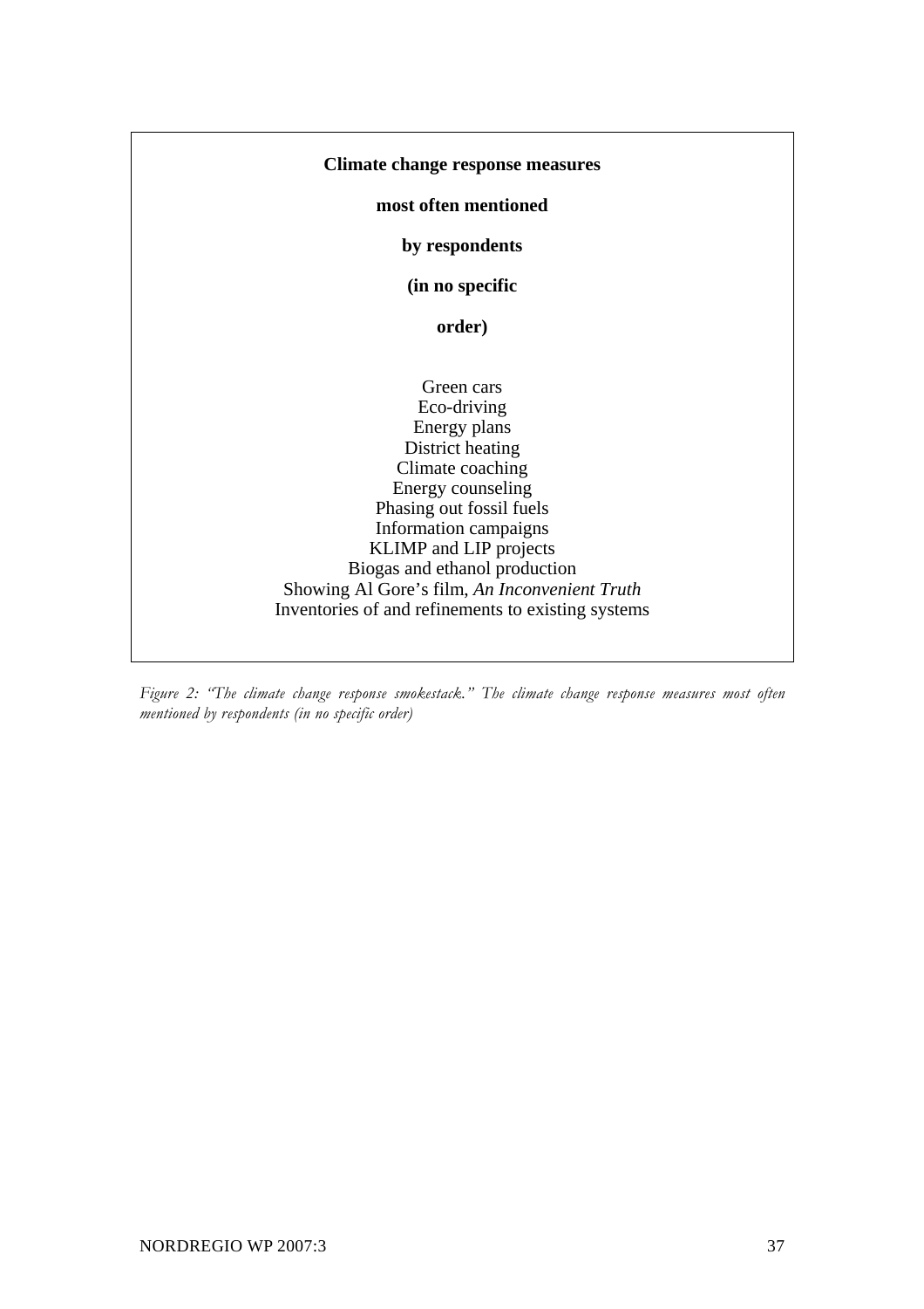**Climate change response measures most often mentioned by respondents (in no specific order)**

Green cars
Eco-driving
Energy plans
District heating
Climate coaching
Energy counseling
Phasing out fossil fuels
Information campaigns
KLIMP and LIP projects
Biogas and ethanol production
Showing Al Gore's film, *An Inconvenient Truth*
Inventories of and refinements to existing systems

*Figure 2: "The climate change response smokestack." The climate change response measures most often mentioned by respondents (in no specific order)*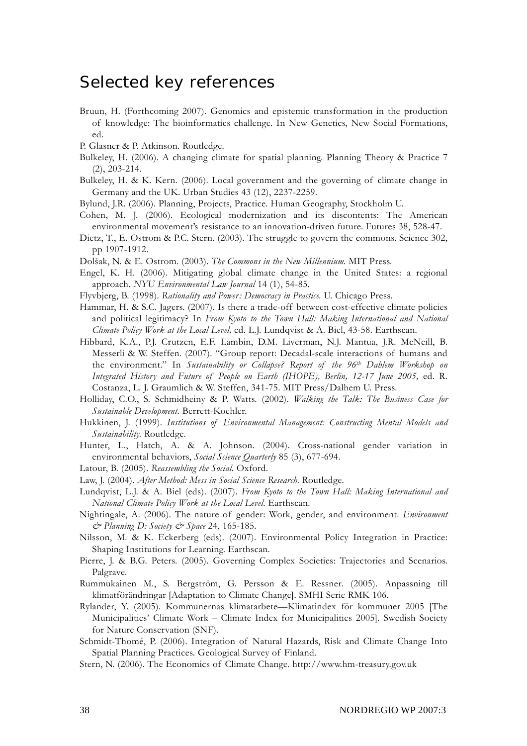# Selected key references

Bruun, H. (Forthcoming 2007). Genomics and epistemic transformation in the production of knowledge: The bioinformatics challenge. In New Genetics, New Social Formations, ed.

P. Glasner & P. Atkinson. Routledge.

Bulkeley, H. (2006). A changing climate for spatial planning. Planning Theory & Practice 7 (2), 203-214.

Bulkeley, H. & K. Kern. (2006). Local government and the governing of climate change in Germany and the UK. Urban Studies 43 (12), 2237-2259.

Bylund, J.R. (2006). Planning, Projects, Practice. Human Geography, Stockholm U.

Cohen, M. J. (2006). Ecological modernization and its discontents: The American environmental movement's resistance to an innovation-driven future. Futures 38, 528-47.

Dietz, T., E. Ostrom & P.C. Stern. (2003). The struggle to govern the commons. Science 302, pp 1907-1912.

Dolšak, N. & E. Ostrom. (2003). *The Commons in the New Millennium.* MIT Press.

Engel, K. H. (2006). Mitigating global climate change in the United States: a regional approach. *NYU Environmental Law Journal* 14 (1), 54-85.

Flyvbjerg, B. (1998). *Rationality and Power: Democracy in Practice.* U. Chicago Press.

Hammar, H. & S.C. Jagers. (2007). Is there a trade-off between cost-effective climate policies and political legitimacy? In *From Kyoto to the Town Hall: Making International and National Climate Policy Work at the Local Level,* ed. L.J. Lundqvist & A. Biel, 43-58. Earthscan.

Hibbard, K.A., P.J. Crutzen, E.F. Lambin, D.M. Liverman, N.J. Mantua, J.R. McNeill, B. Messerli & W. Steffen. (2007). "Group report: Decadal-scale interactions of humans and the environment." In *Sustainability or Collapse? Report of the 96th Dahlem Workshop on Integrated History and Future of People on Earth (IHOPE), Berlin, 12-17 June 2005,* ed. R. Costanza, L. J. Graumlich & W. Steffen, 341-75. MIT Press/Dalhem U. Press.

Holliday, C.O., S. Schmidheiny & P. Watts. (2002). *Walking the Talk: The Business Case for Sustainable Development.* Berrett-Koehler.

Hukkinen, J. (1999). *Institutions of Environmental Management: Constructing Mental Models and Sustainability.* Routledge.

Hunter, L., Hatch, A. & A. Johnson. (2004). Cross-national gender variation in environmental behaviors, *Social Science Quarterly* 85 (3), 677-694.

Latour, B. (2005). *Reassembling the Social.* Oxford.

Law, J. (2004). *After Method: Mess in Social Science Research.* Routledge.

Lundqvist, L.J. & A. Biel (eds). (2007). *From Kyoto to the Town Hall: Making International and National Climate Policy Work at the Local Level.* Earthscan.

Nightingale, A. (2006). The nature of gender: Work, gender, and environment. *Environment & Planning D: Society & Space* 24, 165-185.

Nilsson, M. & K. Eckerberg (eds). (2007). Environmental Policy Integration in Practice: Shaping Institutions for Learning. Earthscan.

Pierre, J. & B.G. Peters. (2005). Governing Complex Societies: Trajectories and Scenarios. Palgrave.

Rummukainen M., S. Bergström, G. Persson & E. Ressner. (2005). Anpassning till klimatförändringar [Adaptation to Climate Change]. SMHI Serie RMK 106.

Rylander, Y. (2005). Kommunernas klimatarbete—Klimatindex för kommuner 2005 [The Municipalities' Climate Work – Climate Index for Municipalities 2005]. Swedish Society for Nature Conservation (SNF).

Schmidt-Thomé, P. (2006). Integration of Natural Hazards, Risk and Climate Change Into Spatial Planning Practices. Geological Survey of Finland.

Stern, N. (2006). The Economics of Climate Change. http://www.hm-treasury.gov.uk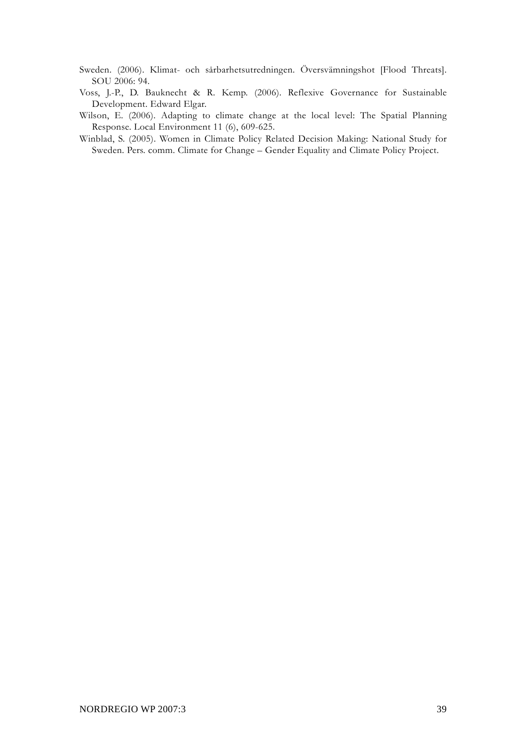Sweden. (2006). Klimat- och sårbarhetsutredningen. Översvämningshot [Flood Threats]. SOU 2006: 94.

Voss, J.-P., D. Bauknecht & R. Kemp. (2006). Reflexive Governance for Sustainable Development. Edward Elgar.

Wilson, E. (2006). Adapting to climate change at the local level: The Spatial Planning Response. Local Environment 11 (6), 609-625.

Winblad, S. (2005). Women in Climate Policy Related Decision Making: National Study for Sweden. Pers. comm. Climate for Change – Gender Equality and Climate Policy Project.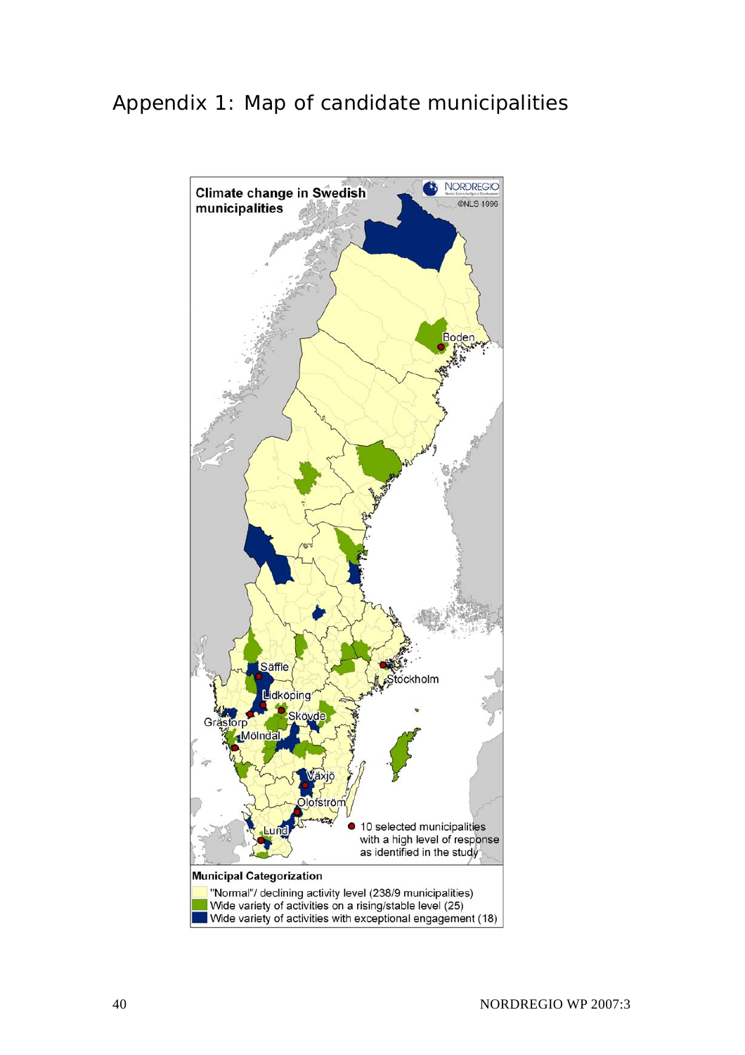# Appendix 1: Map of candidate municipalities

Climate change in Swedish municipalities

NORDREGIO

©NLS 1996

Boden

Säffle

Stockholm

Lidköping

Skövde

Grästorp

Mölndal

Växjö

Olofström

Lund

10 selected municipalities with a high level of response as identified in the study

**Municipal Categorization**

"Normal"/ declining activity level (238/9 municipalities)

Wide variety of activities on a rising/stable level (25)

Wide variety of activities with exceptional engagement (18)